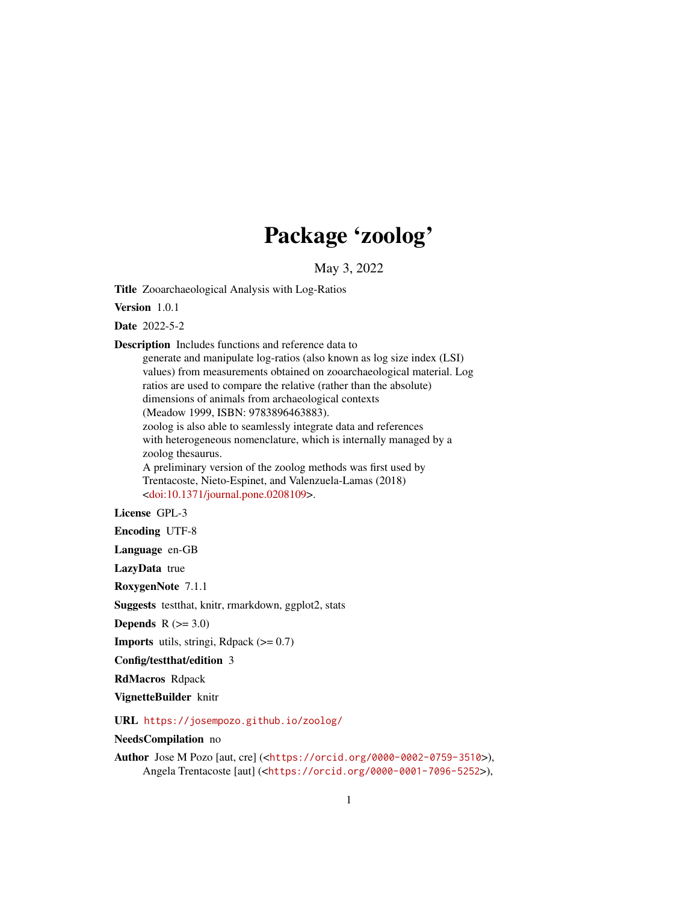# Package 'zoolog'

May 3, 2022

**Title** Zooarchaeological Analysis with Log-Ratios

**Version** 1.0.1

**Date** 2022-5-2

**Description** Includes functions and reference data to generate and manipulate log-ratios (also known as log size index (LSI) values) from measurements obtained on zooarchaeological material. Log ratios are used to compare the relative (rather than the absolute) dimensions of animals from archaeological contexts (Meadow 1999, ISBN: 9783896463883). zoolog is also able to seamlessly integrate data and references with heterogeneous nomenclature, which is internally managed by a zoolog thesaurus. A preliminary version of the zoolog methods was first used by Trentacoste, Nieto-Espinet, and Valenzuela-Lamas (2018) <doi:10.1371/journal.pone.0208109>.

**License** GPL-3

**Encoding** UTF-8

**Language** en-GB

**LazyData** true

**RoxygenNote** 7.1.1

**Suggests** testthat, knitr, rmarkdown, ggplot2, stats

**Depends** R (>= 3.0)

**Imports** utils, stringi, Rdpack (>= 0.7)

**Config/testthat/edition** 3

**RdMacros** Rdpack

**VignetteBuilder** knitr

**URL** https://josempozo.github.io/zoolog/

**NeedsCompilation** no

**Author** Jose M Pozo [aut, cre] (<https://orcid.org/0000-0002-0759-3510>), Angela Trentacoste [aut] (<https://orcid.org/0000-0001-7096-5252>),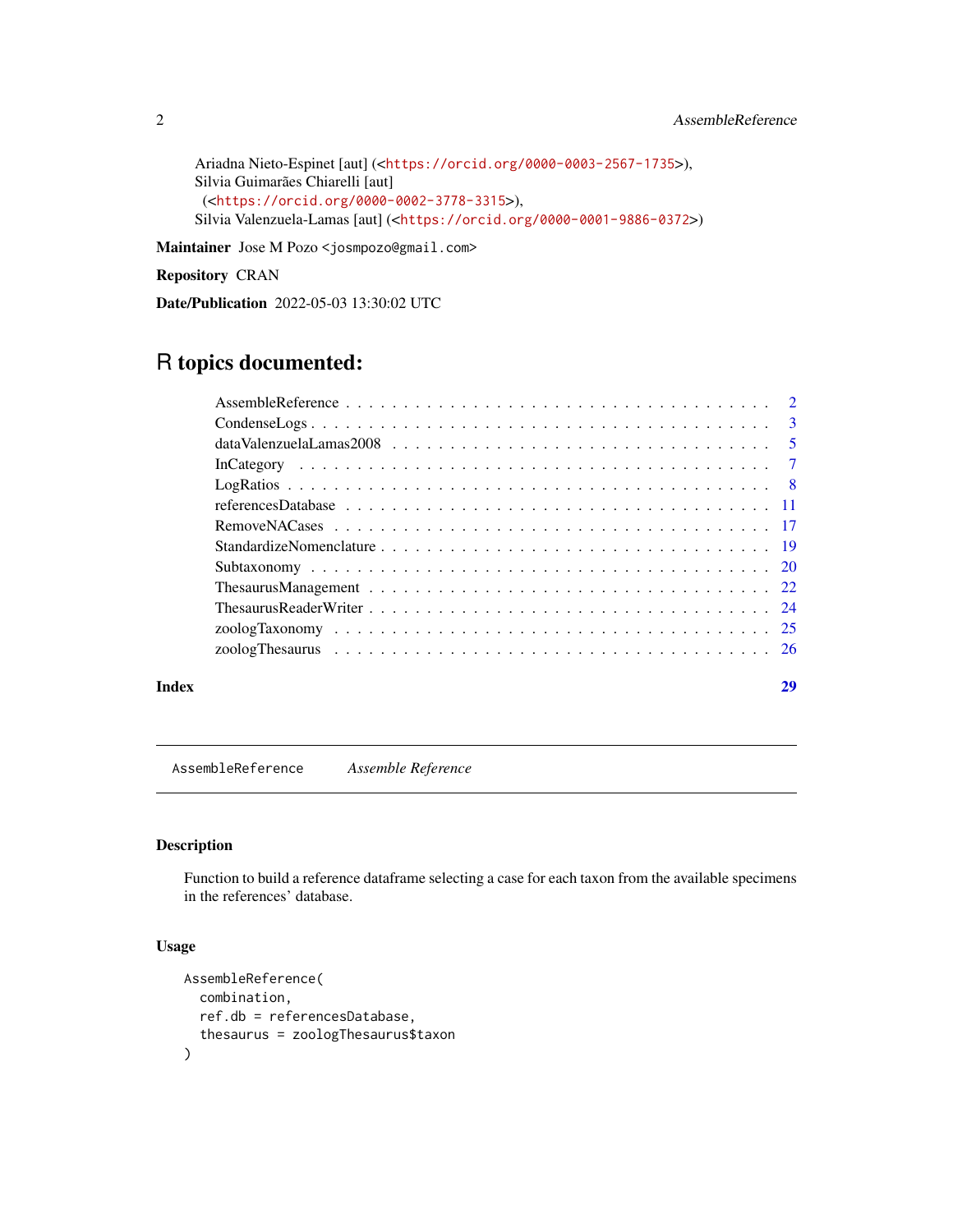Ariadna Nieto-Espinet [aut] (<https://orcid.org/0000-0003-2567-1735>),
Silvia Guimarães Chiarelli [aut]
(<https://orcid.org/0000-0002-3778-3315>),
Silvia Valenzuela-Lamas [aut] (<https://orcid.org/0000-0001-9886-0372>)

**Maintainer** Jose M Pozo <josmpozo@gmail.com>

**Repository** CRAN

**Date/Publication** 2022-05-03 13:30:02 UTC

## R topics documented:

| | |
|---|---|
| AssembleReference | 2 |
| CondenseLogs | 3 |
| dataValenzuelaLamas2008 | 5 |
| InCategory | 7 |
| LogRatios | 8 |
| referencesDatabase | 11 |
| RemoveNACases | 17 |
| StandardizeNomenclature | 19 |
| Subtaxonomy | 20 |
| ThesaurusManagement | 22 |
| ThesaurusReaderWriter | 24 |
| zoologTaxonomy | 25 |
| zoologThesaurus | 26 |
| **Index** | **29** |

---

`AssembleReference` *Assemble Reference*

---

### Description

Function to build a reference dataframe selecting a case for each taxon from the available specimens in the references' database.

### Usage

```
AssembleReference(
  combination,
  ref.db = referencesDatabase,
  thesaurus = zoologThesaurus$taxon
)
```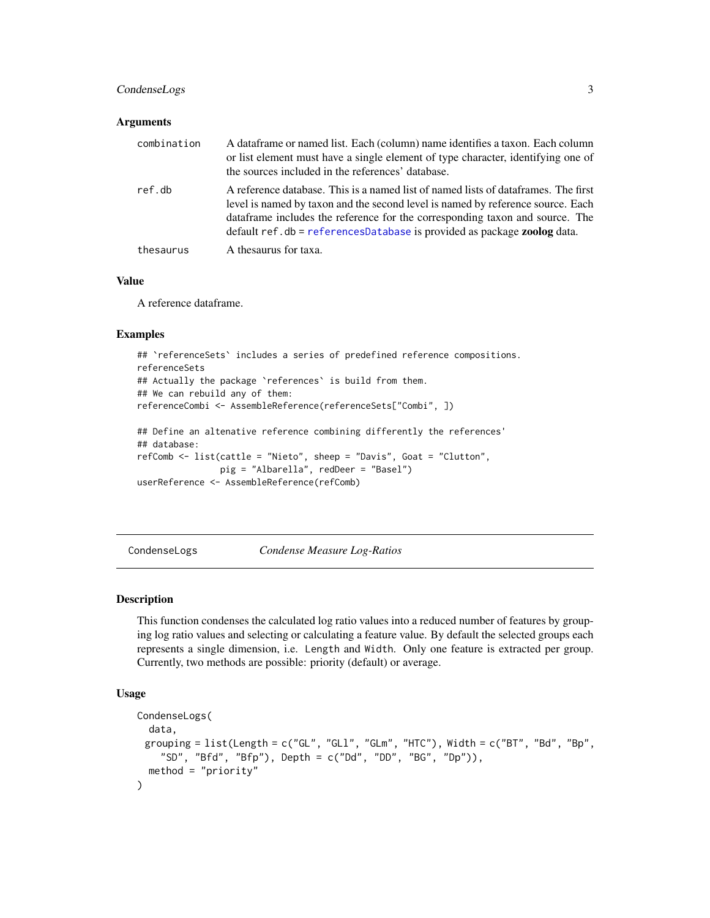### Arguments

| | |
|---|---|
| `combination` | A dataframe or named list. Each (column) name identifies a taxon. Each column or list element must have a single element of type character, identifying one of the sources included in the references' database. |
| `ref.db` | A reference database. This is a named list of named lists of dataframes. The first level is named by taxon and the second level is named by reference source. Each dataframe includes the reference for the corresponding taxon and source. The default `ref.db` = `referencesDatabase` is provided as package **zoolog** data. |
| `thesaurus` | A thesaurus for taxa. |

### Value

A reference dataframe.

### Examples

```
## `referenceSets` includes a series of predefined reference compositions.
referenceSets
## Actually the package `references` is build from them.
## We can rebuild any of them:
referenceCombi <- AssembleReference(referenceSets["Combi", ])

## Define an altenative reference combining differently the references'
## database:
refComb <- list(cattle = "Nieto", sheep = "Davis", Goat = "Clutton",
               pig = "Albarella", redDeer = "Basel")
userReference <- AssembleReference(refComb)
```

---

## CondenseLogs — *Condense Measure Log-Ratios*

### Description

This function condenses the calculated log ratio values into a reduced number of features by grouping log ratio values and selecting or calculating a feature value. By default the selected groups each represents a single dimension, i.e. `Length` and `Width`. Only one feature is extracted per group. Currently, two methods are possible: priority (default) or average.

### Usage

```
CondenseLogs(
  data,
  grouping = list(Length = c("GL", "GLl", "GLm", "HTC"), Width = c("BT", "Bd", "Bp",
    "SD", "Bfd", "Bfp"), Depth = c("Dd", "DD", "BG", "Dp")),
  method = "priority"
)
```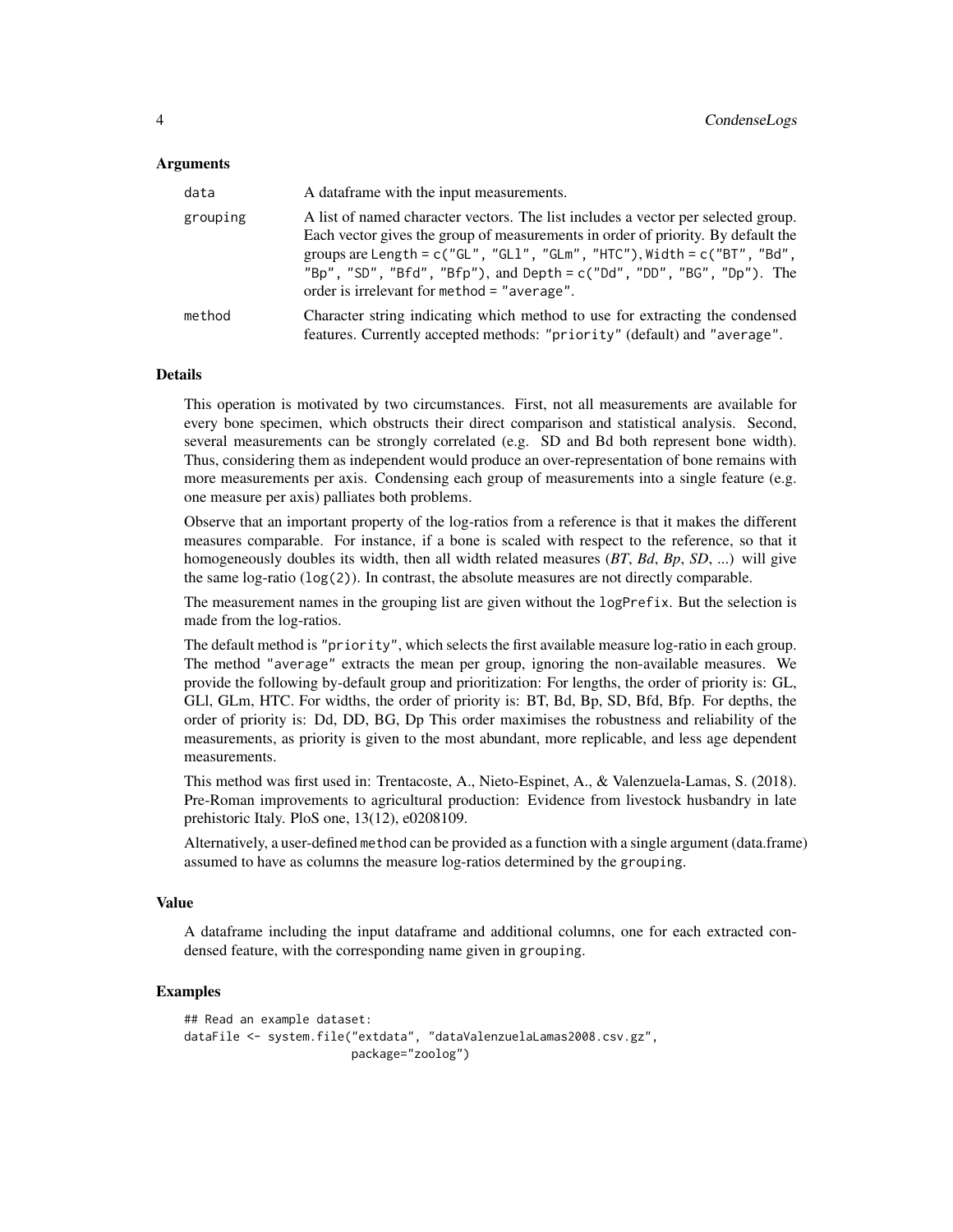### Arguments

| | |
|---|---|
| `data` | A dataframe with the input measurements. |
| `grouping` | A list of named character vectors. The list includes a vector per selected group. Each vector gives the group of measurements in order of priority. By default the groups are `Length = c("GL", "GLl", "GLm", "HTC")`, `Width = c("BT", "Bd", "Bp", "SD", "Bfd", "Bfp")`, and `Depth = c("Dd", "DD", "BG", "Dp")`. The order is irrelevant for `method = "average"`. |
| `method` | Character string indicating which method to use for extracting the condensed features. Currently accepted methods: `"priority"` (default) and `"average"`. |

### Details

This operation is motivated by two circumstances. First, not all measurements are available for every bone specimen, which obstructs their direct comparison and statistical analysis. Second, several measurements can be strongly correlated (e.g. SD and Bd both represent bone width). Thus, considering them as independent would produce an over-representation of bone remains with more measurements per axis. Condensing each group of measurements into a single feature (e.g. one measure per axis) palliates both problems.

Observe that an important property of the log-ratios from a reference is that it makes the different measures comparable. For instance, if a bone is scaled with respect to the reference, so that it homogeneously doubles its width, then all width related measures (*BT*, *Bd*, *Bp*, *SD*, ...) will give the same log-ratio (`log(2)`). In contrast, the absolute measures are not directly comparable.

The measurement names in the grouping list are given without the `logPrefix`. But the selection is made from the log-ratios.

The default method is `"priority"`, which selects the first available measure log-ratio in each group. The method `"average"` extracts the mean per group, ignoring the non-available measures. We provide the following by-default group and prioritization: For lengths, the order of priority is: GL, GLl, GLm, HTC. For widths, the order of priority is: BT, Bd, Bp, SD, Bfd, Bfp. For depths, the order of priority is: Dd, DD, BG, Dp This order maximises the robustness and reliability of the measurements, as priority is given to the most abundant, more replicable, and less age dependent measurements.

This method was first used in: Trentacoste, A., Nieto-Espinet, A., & Valenzuela-Lamas, S. (2018). Pre-Roman improvements to agricultural production: Evidence from livestock husbandry in late prehistoric Italy. PloS one, 13(12), e0208109.

Alternatively, a user-defined `method` can be provided as a function with a single argument (data.frame) assumed to have as columns the measure log-ratios determined by the `grouping`.

### Value

A dataframe including the input dataframe and additional columns, one for each extracted condensed feature, with the corresponding name given in `grouping`.

### Examples

```
## Read an example dataset:
dataFile <- system.file("extdata", "dataValenzuelaLamas2008.csv.gz",
                        package="zoolog")
```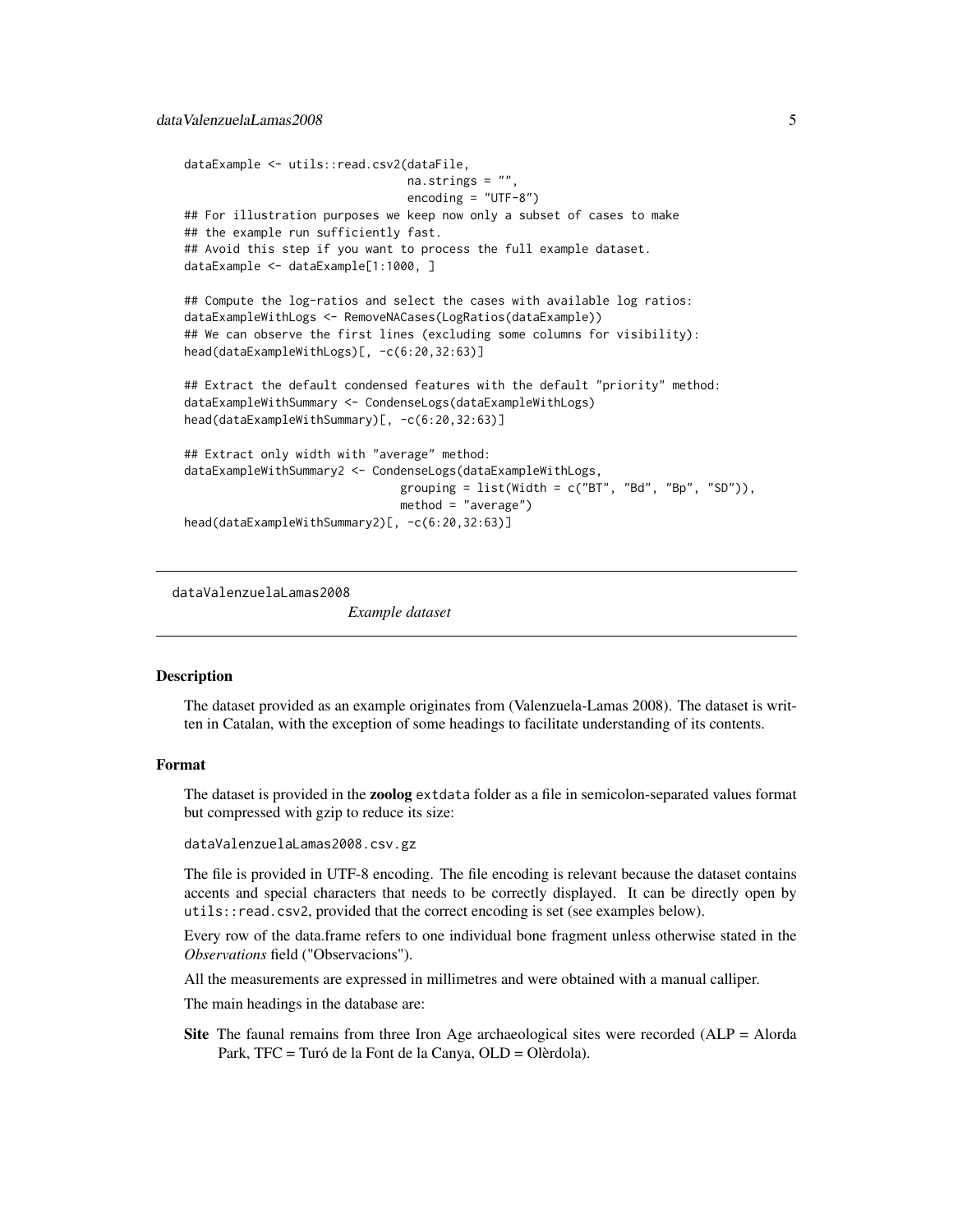```
dataExample <- utils::read.csv2(dataFile,
                                na.strings = "",
                                encoding = "UTF-8")
## For illustration purposes we keep now only a subset of cases to make
## the example run sufficiently fast.
## Avoid this step if you want to process the full example dataset.
dataExample <- dataExample[1:1000, ]

## Compute the log-ratios and select the cases with available log ratios:
dataExampleWithLogs <- RemoveNACases(LogRatios(dataExample))
## We can observe the first lines (excluding some columns for visibility):
head(dataExampleWithLogs)[, -c(6:20,32:63)]

## Extract the default condensed features with the default "priority" method:
dataExampleWithSummary <- CondenseLogs(dataExampleWithLogs)
head(dataExampleWithSummary)[, -c(6:20,32:63)]

## Extract only width with "average" method:
dataExampleWithSummary2 <- CondenseLogs(dataExampleWithLogs,
                               grouping = list(Width = c("BT", "Bd", "Bp", "SD")),
                               method = "average")
head(dataExampleWithSummary2)[, -c(6:20,32:63)]
```

## dataValenzuelaLamas2008 — *Example dataset*

### Description

The dataset provided as an example originates from (Valenzuela-Lamas 2008). The dataset is written in Catalan, with the exception of some headings to facilitate understanding of its contents.

### Format

The dataset is provided in the **zoolog** `extdata` folder as a file in semicolon-separated values format but compressed with gzip to reduce its size:

`dataValenzuelaLamas2008.csv.gz`

The file is provided in UTF-8 encoding. The file encoding is relevant because the dataset contains accents and special characters that needs to be correctly displayed. It can be directly open by `utils::read.csv2`, provided that the correct encoding is set (see examples below).

Every row of the data.frame refers to one individual bone fragment unless otherwise stated in the *Observations* field ("Observacions").

All the measurements are expressed in millimetres and were obtained with a manual calliper.

The main headings in the database are:

**Site** The faunal remains from three Iron Age archaeological sites were recorded (ALP = Alorda Park, TFC = Turó de la Font de la Canya, OLD = Olèrdola).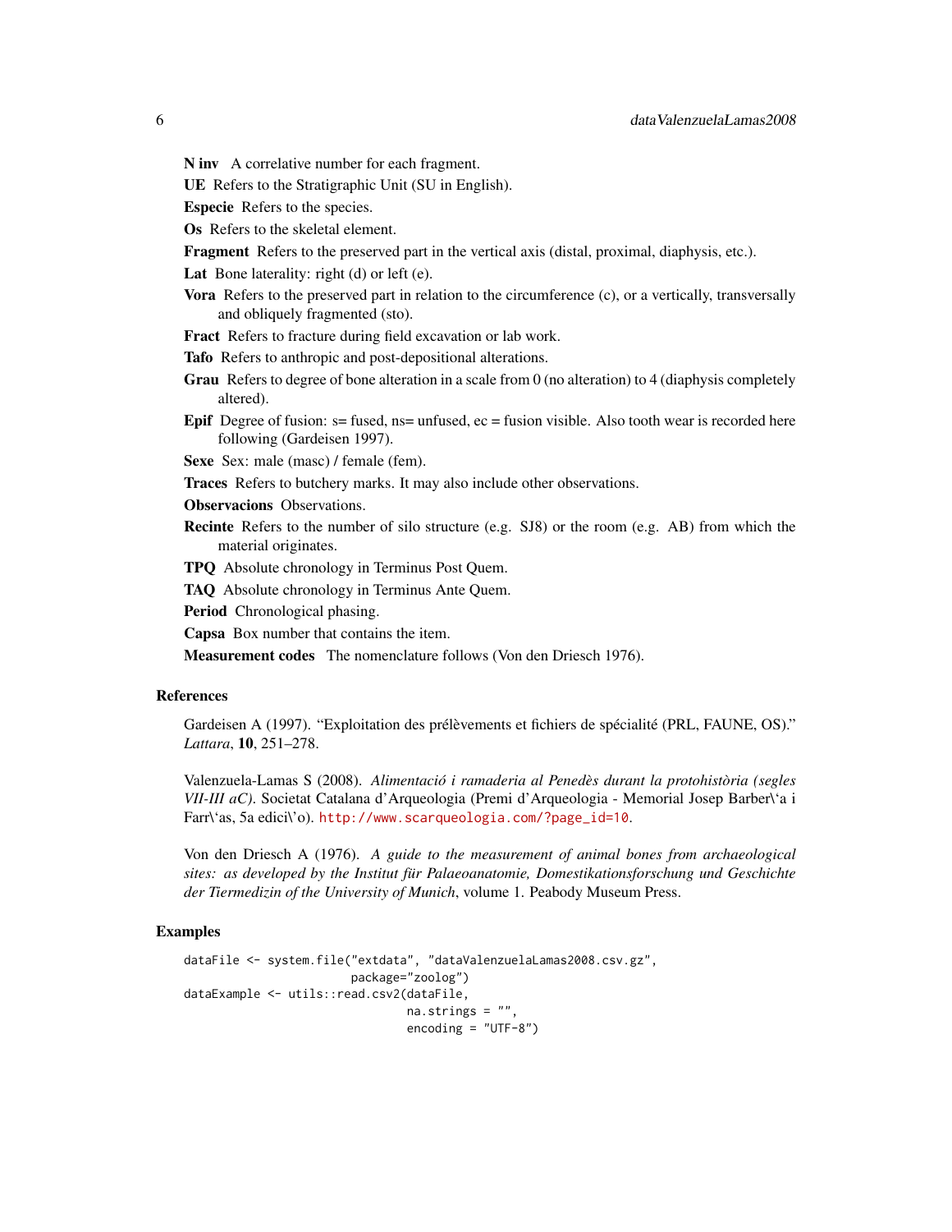**N inv** A correlative number for each fragment.

**UE** Refers to the Stratigraphic Unit (SU in English).

**Especie** Refers to the species.

**Os** Refers to the skeletal element.

**Fragment** Refers to the preserved part in the vertical axis (distal, proximal, diaphysis, etc.).

**Lat** Bone laterality: right (d) or left (e).

**Vora** Refers to the preserved part in relation to the circumference (c), or a vertically, transversally and obliquely fragmented (sto).

**Fract** Refers to fracture during field excavation or lab work.

**Tafo** Refers to anthropic and post-depositional alterations.

**Grau** Refers to degree of bone alteration in a scale from 0 (no alteration) to 4 (diaphysis completely altered).

**Epif** Degree of fusion: s= fused, ns= unfused, ec = fusion visible. Also tooth wear is recorded here following (Gardeisen 1997).

**Sexe** Sex: male (masc) / female (fem).

**Traces** Refers to butchery marks. It may also include other observations.

**Observacions** Observations.

**Recinte** Refers to the number of silo structure (e.g. SJ8) or the room (e.g. AB) from which the material originates.

**TPQ** Absolute chronology in Terminus Post Quem.

**TAQ** Absolute chronology in Terminus Ante Quem.

**Period** Chronological phasing.

**Capsa** Box number that contains the item.

**Measurement codes** The nomenclature follows (Von den Driesch 1976).

### References

Gardeisen A (1997). "Exploitation des prélèvements et fichiers de spécialité (PRL, FAUNE, OS)." *Lattara*, **10**, 251–278.

Valenzuela-Lamas S (2008). *Alimentació i ramaderia al Penedès durant la protohistòria (segles VII-III aC)*. Societat Catalana d'Arqueologia (Premi d'Arqueologia - Memorial Josep Barber\'a i Farr\'as, 5a edici\'o). http://www.scarqueologia.com/?page_id=10.

Von den Driesch A (1976). *A guide to the measurement of animal bones from archaeological sites: as developed by the Institut für Palaeoanatomie, Domestikationsforschung und Geschichte der Tiermedizin of the University of Munich*, volume 1. Peabody Museum Press.

### Examples

```
dataFile <- system.file("extdata", "dataValenzuelaLamas2008.csv.gz",
                        package="zoolog")
dataExample <- utils::read.csv2(dataFile,
                                na.strings = "",
                                encoding = "UTF-8")
```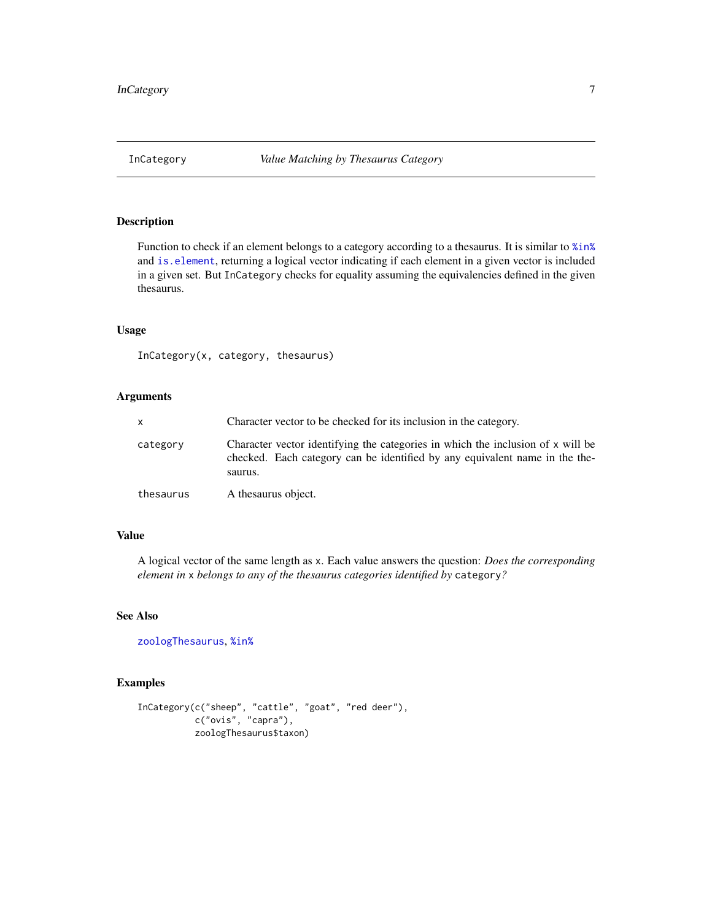# InCategory — *Value Matching by Thesaurus Category*

## Description

Function to check if an element belongs to a category according to a thesaurus. It is similar to `%in%` and `is.element`, returning a logical vector indicating if each element in a given vector is included in a given set. But `InCategory` checks for equality assuming the equivalencies defined in the given thesaurus.

## Usage

```
InCategory(x, category, thesaurus)
```

## Arguments

| | |
|---|---|
| `x` | Character vector to be checked for its inclusion in the category. |
| `category` | Character vector identifying the categories in which the inclusion of `x` will be checked. Each category can be identified by any equivalent name in the thesaurus. |
| `thesaurus` | A thesaurus object. |

## Value

A logical vector of the same length as `x`. Each value answers the question: *Does the corresponding element in* `x` *belongs to any of the thesaurus categories identified by* `category`*?*

## See Also

`zoologThesaurus`, `%in%`

## Examples

```
InCategory(c("sheep", "cattle", "goat", "red deer"),
           c("ovis", "capra"),
           zoologThesaurus$taxon)
```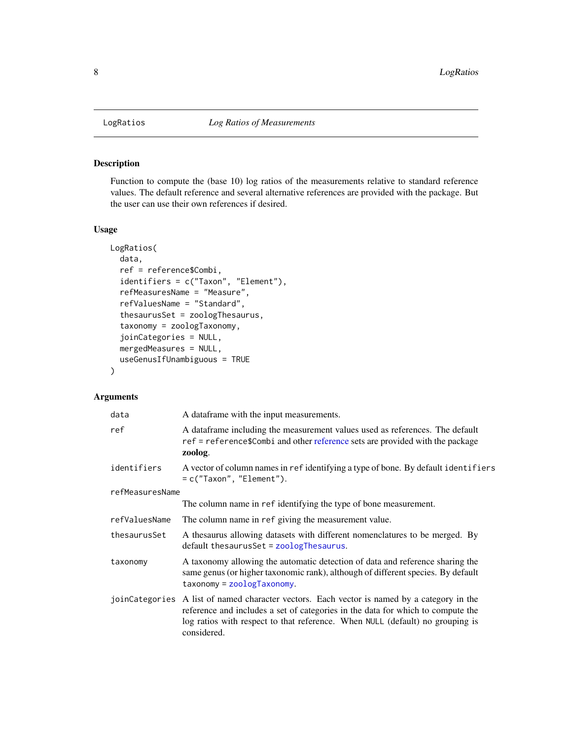LogRatios *Log Ratios of Measurements*

## Description

Function to compute the (base 10) log ratios of the measurements relative to standard reference values. The default reference and several alternative references are provided with the package. But the user can use their own references if desired.

## Usage

```
LogRatios(
  data,
  ref = reference$Combi,
  identifiers = c("Taxon", "Element"),
  refMeasuresName = "Measure",
  refValuesName = "Standard",
  thesaurusSet = zoologThesaurus,
  taxonomy = zoologTaxonomy,
  joinCategories = NULL,
  mergedMeasures = NULL,
  useGenusIfUnambiguous = TRUE
)
```

## Arguments

| | |
|---|---|
| `data` | A dataframe with the input measurements. |
| `ref` | A dataframe including the measurement values used as references. The default `ref = reference$Combi` and other reference sets are provided with the package **zoolog**. |
| `identifiers` | A vector of column names in `ref` identifying a type of bone. By default `identifiers = c("Taxon", "Element")`. |
| `refMeasuresName` | The column name in `ref` identifying the type of bone measurement. |
| `refValuesName` | The column name in `ref` giving the measurement value. |
| `thesaurusSet` | A thesaurus allowing datasets with different nomenclatures to be merged. By default `thesaurusSet = zoologThesaurus`. |
| `taxonomy` | A taxonomy allowing the automatic detection of data and reference sharing the same genus (or higher taxonomic rank), although of different species. By default `taxonomy = zoologTaxonomy`. |
| `joinCategories` | A list of named character vectors. Each vector is named by a category in the reference and includes a set of categories in the data for which to compute the log ratios with respect to that reference. When `NULL` (default) no grouping is considered. |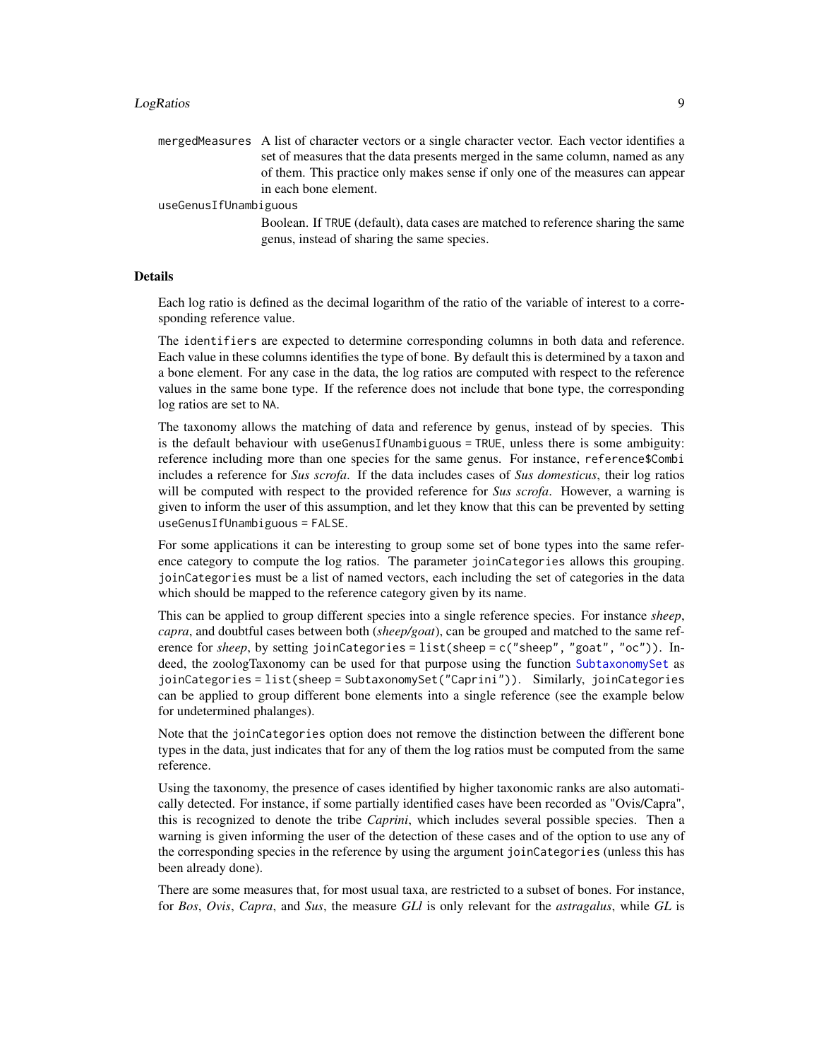`mergedMeasures` A list of character vectors or a single character vector. Each vector identifies a set of measures that the data presents merged in the same column, named as any of them. This practice only makes sense if only one of the measures can appear in each bone element.

`useGenusIfUnambiguous`
Boolean. If `TRUE` (default), data cases are matched to reference sharing the same genus, instead of sharing the same species.

## Details

Each log ratio is defined as the decimal logarithm of the ratio of the variable of interest to a corresponding reference value.

The `identifiers` are expected to determine corresponding columns in both data and reference. Each value in these columns identifies the type of bone. By default this is determined by a taxon and a bone element. For any case in the data, the log ratios are computed with respect to the reference values in the same bone type. If the reference does not include that bone type, the corresponding log ratios are set to `NA`.

The taxonomy allows the matching of data and reference by genus, instead of by species. This is the default behaviour with `useGenusIfUnambiguous = TRUE`, unless there is some ambiguity: reference including more than one species for the same genus. For instance, `reference$Combi` includes a reference for *Sus scrofa*. If the data includes cases of *Sus domesticus*, their log ratios will be computed with respect to the provided reference for *Sus scrofa*. However, a warning is given to inform the user of this assumption, and let they know that this can be prevented by setting `useGenusIfUnambiguous = FALSE`.

For some applications it can be interesting to group some set of bone types into the same reference category to compute the log ratios. The parameter `joinCategories` allows this grouping. `joinCategories` must be a list of named vectors, each including the set of categories in the data which should be mapped to the reference category given by its name.

This can be applied to group different species into a single reference species. For instance *sheep*, *capra*, and doubtful cases between both (*sheep/goat*), can be grouped and matched to the same reference for *sheep*, by setting `joinCategories = list(sheep = c("sheep", "goat", "oc"))`. Indeed, the zoologTaxonomy can be used for that purpose using the function SubtaxonomySet as `joinCategories = list(sheep = SubtaxonomySet("Caprini"))`. Similarly, `joinCategories` can be applied to group different bone elements into a single reference (see the example below for undetermined phalanges).

Note that the `joinCategories` option does not remove the distinction between the different bone types in the data, just indicates that for any of them the log ratios must be computed from the same reference.

Using the taxonomy, the presence of cases identified by higher taxonomic ranks are also automatically detected. For instance, if some partially identified cases have been recorded as "Ovis/Capra", this is recognized to denote the tribe *Caprini*, which includes several possible species. Then a warning is given informing the user of the detection of these cases and of the option to use any of the corresponding species in the reference by using the argument `joinCategories` (unless this has been already done).

There are some measures that, for most usual taxa, are restricted to a subset of bones. For instance, for *Bos*, *Ovis*, *Capra*, and *Sus*, the measure *GLl* is only relevant for the *astragalus*, while *GL* is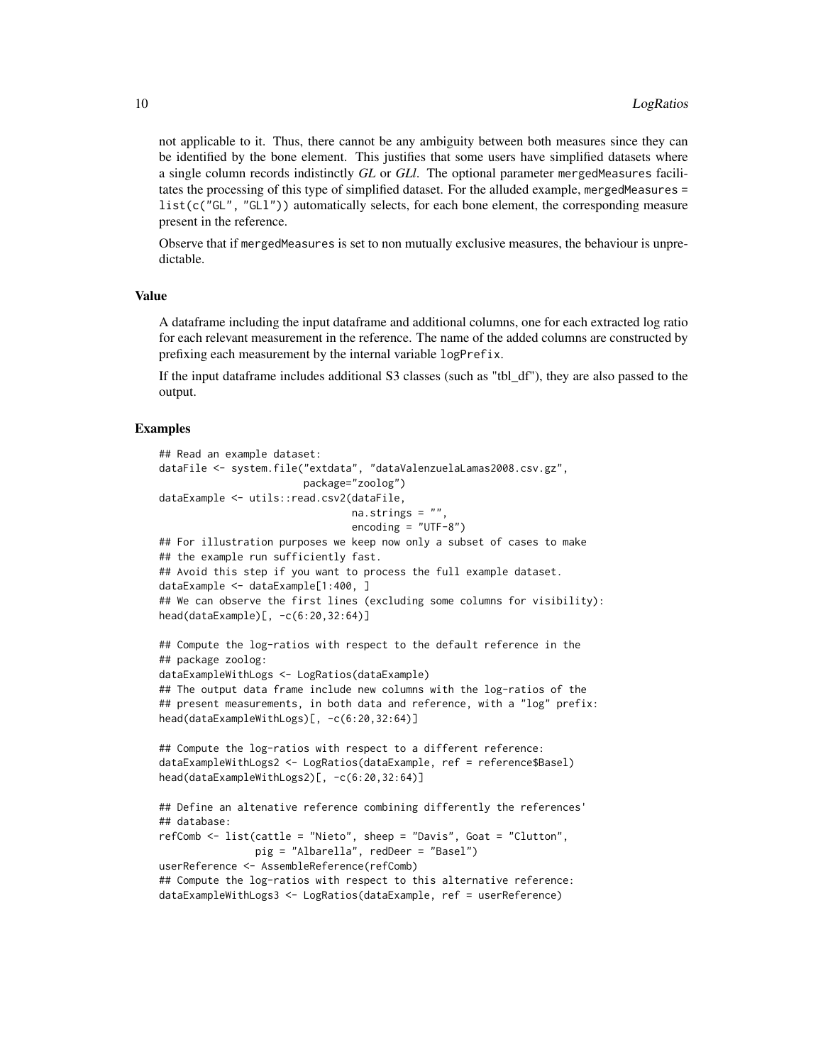not applicable to it. Thus, there cannot be any ambiguity between both measures since they can be identified by the bone element. This justifies that some users have simplified datasets where a single column records indistinctly *GL* or *GLl*. The optional parameter `mergedMeasures` facilitates the processing of this type of simplified dataset. For the alluded example, `mergedMeasures = list(c("GL", "GLl"))` automatically selects, for each bone element, the corresponding measure present in the reference.

Observe that if `mergedMeasures` is set to non mutually exclusive measures, the behaviour is unpredictable.

### Value

A dataframe including the input dataframe and additional columns, one for each extracted log ratio for each relevant measurement in the reference. The name of the added columns are constructed by prefixing each measurement by the internal variable `logPrefix`.

If the input dataframe includes additional S3 classes (such as "tbl_df"), they are also passed to the output.

### Examples

```
## Read an example dataset:
dataFile <- system.file("extdata", "dataValenzuelaLamas2008.csv.gz",
                        package="zoolog")
dataExample <- utils::read.csv2(dataFile,
                                na.strings = "",
                                encoding = "UTF-8")
## For illustration purposes we keep now only a subset of cases to make
## the example run sufficiently fast.
## Avoid this step if you want to process the full example dataset.
dataExample <- dataExample[1:400, ]
## We can observe the first lines (excluding some columns for visibility):
head(dataExample)[, -c(6:20,32:64)]

## Compute the log-ratios with respect to the default reference in the
## package zoolog:
dataExampleWithLogs <- LogRatios(dataExample)
## The output data frame include new columns with the log-ratios of the
## present measurements, in both data and reference, with a "log" prefix:
head(dataExampleWithLogs)[, -c(6:20,32:64)]

## Compute the log-ratios with respect to a different reference:
dataExampleWithLogs2 <- LogRatios(dataExample, ref = reference$Basel)
head(dataExampleWithLogs2)[, -c(6:20,32:64)]

## Define an altenative reference combining differently the references'
## database:
refComb <- list(cattle = "Nieto", sheep = "Davis", Goat = "Clutton",
                pig = "Albarella", redDeer = "Basel")
userReference <- AssembleReference(refComb)
## Compute the log-ratios with respect to this alternative reference:
dataExampleWithLogs3 <- LogRatios(dataExample, ref = userReference)
```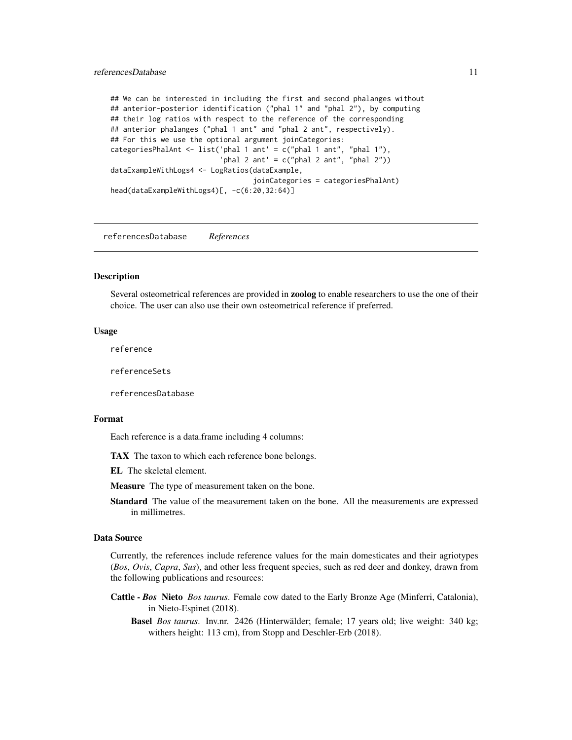```
## We can be interested in including the first and second phalanges without
## anterior-posterior identification ("phal 1" and "phal 2"), by computing
## their log ratios with respect to the reference of the corresponding
## anterior phalanges ("phal 1 ant" and "phal 2 ant", respectively).
## For this we use the optional argument joinCategories:
categoriesPhalAnt <- list('phal 1 ant' = c("phal 1 ant", "phal 1"),
                          'phal 2 ant' = c("phal 2 ant", "phal 2"))
dataExampleWithLogs4 <- LogRatios(dataExample,
                                  joinCategories = categoriesPhalAnt)
head(dataExampleWithLogs4)[, -c(6:20,32:64)]
```

---

## referencesDatabase *References*

---

### Description

Several osteometrical references are provided in **zoolog** to enable researchers to use the one of their choice. The user can also use their own osteometrical reference if preferred.

### Usage

```
reference

referenceSets

referencesDatabase
```

### Format

Each reference is a data.frame including 4 columns:

**TAX** The taxon to which each reference bone belongs.

**EL** The skeletal element.

**Measure** The type of measurement taken on the bone.

**Standard** The value of the measurement taken on the bone. All the measurements are expressed in millimetres.

### Data Source

Currently, the references include reference values for the main domesticates and their agriotypes (*Bos*, *Ovis*, *Capra*, *Sus*), and other less frequent species, such as red deer and donkey, drawn from the following publications and resources:

**Cattle - *Bos*** **Nieto** *Bos taurus*. Female cow dated to the Early Bronze Age (Minferri, Catalonia), in Nieto-Espinet (2018).

- **Basel** *Bos taurus*. Inv.nr. 2426 (Hinterwälder; female; 17 years old; live weight: 340 kg; withers height: 113 cm), from Stopp and Deschler-Erb (2018).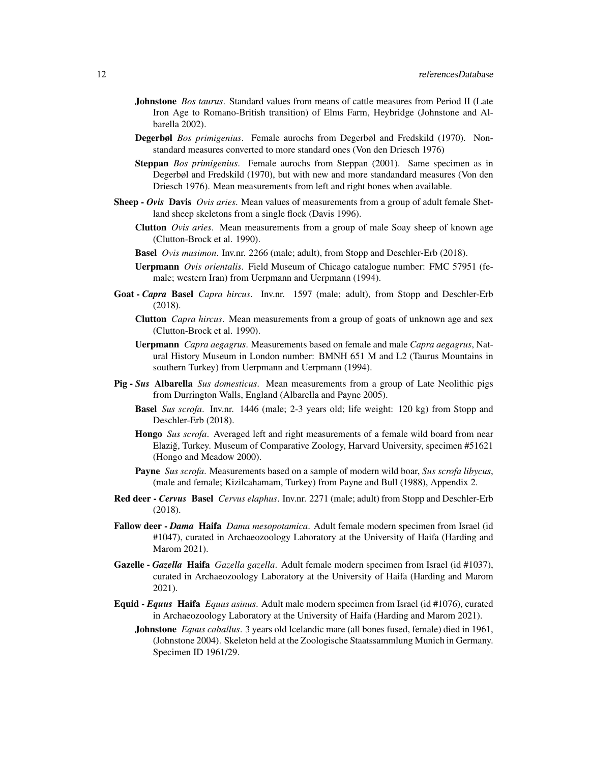**Johnstone** *Bos taurus*. Standard values from means of cattle measures from Period II (Late Iron Age to Romano-British transition) of Elms Farm, Heybridge (Johnstone and Albarella 2002).

**Degerbøl** *Bos primigenius*. Female aurochs from Degerbøl and Fredskild (1970). Non-standard measures converted to more standard ones (Von den Driesch 1976)

**Steppan** *Bos primigenius*. Female aurochs from Steppan (2001). Same specimen as in Degerbøl and Fredskild (1970), but with new and more standandard measures (Von den Driesch 1976). Mean measurements from left and right bones when available.

**Sheep - *Ovis*** **Davis** *Ovis aries*. Mean values of measurements from a group of adult female Shetland sheep skeletons from a single flock (Davis 1996).

**Clutton** *Ovis aries*. Mean measurements from a group of male Soay sheep of known age (Clutton-Brock et al. 1990).

**Basel** *Ovis musimon*. Inv.nr. 2266 (male; adult), from Stopp and Deschler-Erb (2018).

**Uerpmann** *Ovis orientalis*. Field Museum of Chicago catalogue number: FMC 57951 (female; western Iran) from Uerpmann and Uerpmann (1994).

**Goat - *Capra*** **Basel** *Capra hircus*. Inv.nr. 1597 (male; adult), from Stopp and Deschler-Erb (2018).

**Clutton** *Capra hircus*. Mean measurements from a group of goats of unknown age and sex (Clutton-Brock et al. 1990).

**Uerpmann** *Capra aegagrus*. Measurements based on female and male *Capra aegagrus*, Natural History Museum in London number: BMNH 651 M and L2 (Taurus Mountains in southern Turkey) from Uerpmann and Uerpmann (1994).

**Pig - *Sus*** **Albarella** *Sus domesticus*. Mean measurements from a group of Late Neolithic pigs from Durrington Walls, England (Albarella and Payne 2005).

**Basel** *Sus scrofa*. Inv.nr. 1446 (male; 2-3 years old; life weight: 120 kg) from Stopp and Deschler-Erb (2018).

**Hongo** *Sus scrofa*. Averaged left and right measurements of a female wild board from near Elaziğ, Turkey. Museum of Comparative Zoology, Harvard University, specimen #51621 (Hongo and Meadow 2000).

**Payne** *Sus scrofa*. Measurements based on a sample of modern wild boar, *Sus scrofa libycus*, (male and female; Kizilcahamam, Turkey) from Payne and Bull (1988), Appendix 2.

**Red deer - *Cervus*** **Basel** *Cervus elaphus*. Inv.nr. 2271 (male; adult) from Stopp and Deschler-Erb (2018).

**Fallow deer - *Dama*** **Haifa** *Dama mesopotamica*. Adult female modern specimen from Israel (id #1047), curated in Archaeozoology Laboratory at the University of Haifa (Harding and Marom 2021).

**Gazelle - *Gazella*** **Haifa** *Gazella gazella*. Adult female modern specimen from Israel (id #1037), curated in Archaeozoology Laboratory at the University of Haifa (Harding and Marom 2021).

**Equid - *Equus*** **Haifa** *Equus asinus*. Adult male modern specimen from Israel (id #1076), curated in Archaeozoology Laboratory at the University of Haifa (Harding and Marom 2021).

**Johnstone** *Equus caballus*. 3 years old Icelandic mare (all bones fused, female) died in 1961, (Johnstone 2004). Skeleton held at the Zoologische Staatssammlung Munich in Germany. Specimen ID 1961/29.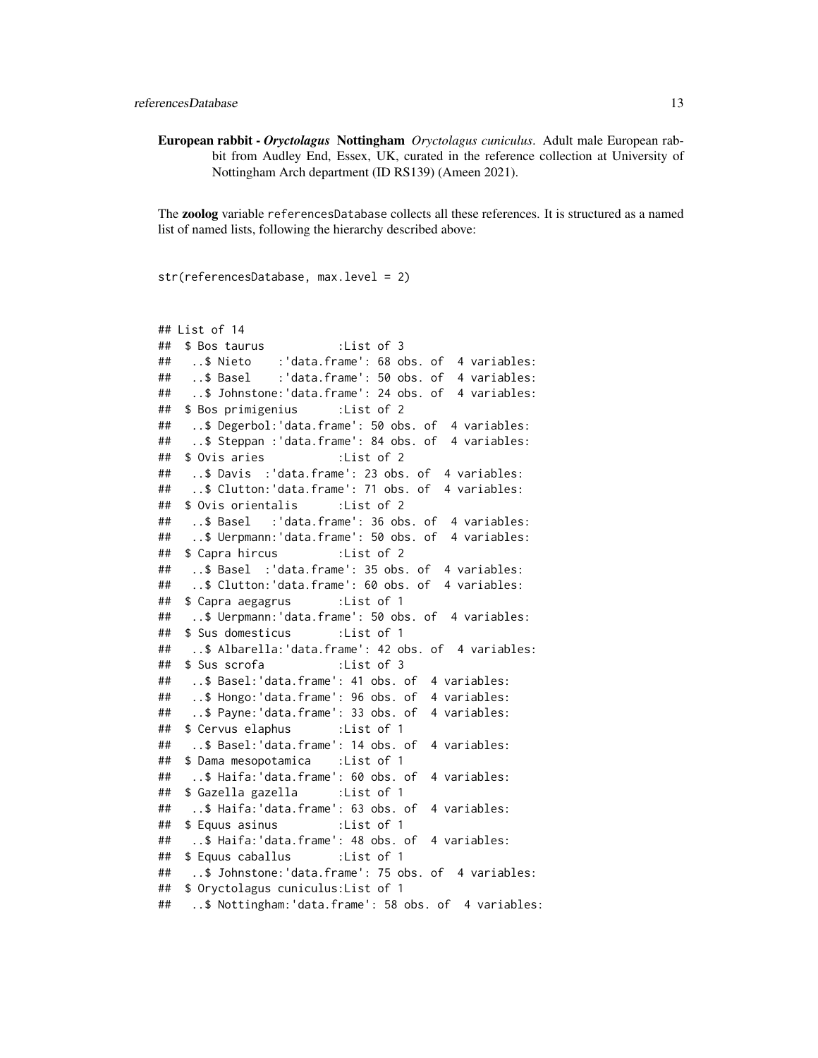**European rabbit -** ***Oryctolagus*** **Nottingham** *Oryctolagus cuniculus*. Adult male European rabbit from Audley End, Essex, UK, curated in the reference collection at University of Nottingham Arch department (ID RS139) (Ameen 2021).

The **zoolog** variable `referencesDatabase` collects all these references. It is structured as a named list of named lists, following the hierarchy described above:

```
str(referencesDatabase, max.level = 2)
```

```
## List of 14
##  $ Bos taurus           :List of 3
##   ..$ Nieto    :'data.frame': 68 obs. of  4 variables:
##   ..$ Basel    :'data.frame': 50 obs. of  4 variables:
##   ..$ Johnstone:'data.frame': 24 obs. of  4 variables:
##  $ Bos primigenius      :List of 2
##   ..$ Degerbol:'data.frame': 50 obs. of  4 variables:
##   ..$ Steppan :'data.frame': 84 obs. of  4 variables:
##  $ Ovis aries           :List of 2
##   ..$ Davis  :'data.frame': 23 obs. of  4 variables:
##   ..$ Clutton:'data.frame': 71 obs. of  4 variables:
##  $ Ovis orientalis      :List of 2
##   ..$ Basel   :'data.frame': 36 obs. of  4 variables:
##   ..$ Uerpmann:'data.frame': 50 obs. of  4 variables:
##  $ Capra hircus         :List of 2
##   ..$ Basel  :'data.frame': 35 obs. of  4 variables:
##   ..$ Clutton:'data.frame': 60 obs. of  4 variables:
##  $ Capra aegagrus       :List of 1
##   ..$ Uerpmann:'data.frame': 50 obs. of  4 variables:
##  $ Sus domesticus       :List of 1
##   ..$ Albarella:'data.frame': 42 obs. of  4 variables:
##  $ Sus scrofa           :List of 3
##   ..$ Basel:'data.frame': 41 obs. of  4 variables:
##   ..$ Hongo:'data.frame': 96 obs. of  4 variables:
##   ..$ Payne:'data.frame': 33 obs. of  4 variables:
##  $ Cervus elaphus       :List of 1
##   ..$ Basel:'data.frame': 14 obs. of  4 variables:
##  $ Dama mesopotamica    :List of 1
##   ..$ Haifa:'data.frame': 60 obs. of  4 variables:
##  $ Gazella gazella      :List of 1
##   ..$ Haifa:'data.frame': 63 obs. of  4 variables:
##  $ Equus asinus         :List of 1
##   ..$ Haifa:'data.frame': 48 obs. of  4 variables:
##  $ Equus caballus       :List of 1
##   ..$ Johnstone:'data.frame': 75 obs. of  4 variables:
##  $ Oryctolagus cuniculus:List of 1
##   ..$ Nottingham:'data.frame': 58 obs. of  4 variables:
```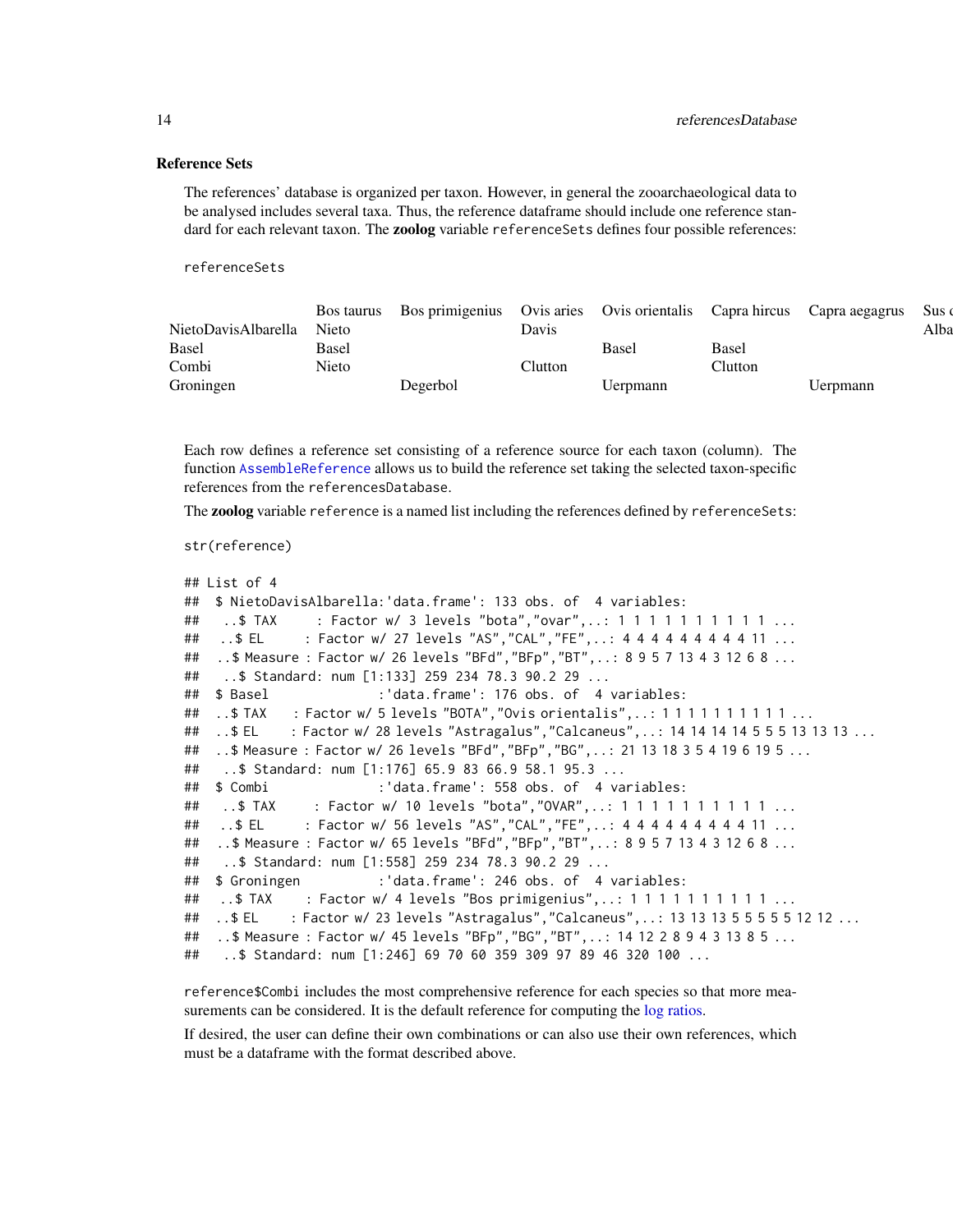### Reference Sets

The references' database is organized per taxon. However, in general the zooarchaeological data to be analysed includes several taxa. Thus, the reference dataframe should include one reference standard for each relevant taxon. The **zoolog** variable `referenceSets` defines four possible references:

```
referenceSets
```

| | Bos taurus | Bos primigenius | Ovis aries | Ovis orientalis | Capra hircus | Capra aegagrus | Sus c |
|---|---|---|---|---|---|---|---|
| NietoDavisAlbarella | Nieto | | Davis | | | | Alba |
| Basel | Basel | | | Basel | Basel | | |
| Combi | Nieto | | Clutton | | Clutton | | |
| Groningen | | Degerbol | | Uerpmann | | Uerpmann | |

Each row defines a reference set consisting of a reference source for each taxon (column). The function `AssembleReference` allows us to build the reference set taking the selected taxon-specific references from the `referencesDatabase`.

The **zoolog** variable `reference` is a named list including the references defined by `referenceSets`:

```
str(reference)

## List of 4
##  $ NietoDavisAlbarella:'data.frame': 133 obs. of  4 variables:
##   ..$ TAX     : Factor w/ 3 levels "bota","ovar",..: 1 1 1 1 1 1 1 1 1 1 ...
##   ..$ EL      : Factor w/ 27 levels "AS","CAL","FE",..: 4 4 4 4 4 4 4 4 4 11 ...
##   ..$ Measure : Factor w/ 26 levels "BFd","BFp","BT",..: 8 9 5 7 13 4 3 12 6 8 ...
##   ..$ Standard: num [1:133] 259 234 78.3 90.2 29 ...
##  $ Basel              :'data.frame': 176 obs. of  4 variables:
##   ..$ TAX     : Factor w/ 5 levels "BOTA","Ovis orientalis",..: 1 1 1 1 1 1 1 1 1 1 ...
##   ..$ EL      : Factor w/ 28 levels "Astragalus","Calcaneus",..: 14 14 14 14 5 5 5 13 13 13 ...
##   ..$ Measure : Factor w/ 26 levels "BFd","BFp","BG",..: 21 13 18 3 5 4 19 6 19 5 ...
##   ..$ Standard: num [1:176] 65.9 83 66.9 58.1 95.3 ...
##  $ Combi              :'data.frame': 558 obs. of  4 variables:
##   ..$ TAX     : Factor w/ 10 levels "bota","OVAR",..: 1 1 1 1 1 1 1 1 1 1 ...
##   ..$ EL      : Factor w/ 56 levels "AS","CAL","FE",..: 4 4 4 4 4 4 4 4 4 11 ...
##   ..$ Measure : Factor w/ 65 levels "BFd","BFp","BT",..: 8 9 5 7 13 4 3 12 6 8 ...
##   ..$ Standard: num [1:558] 259 234 78.3 90.2 29 ...
##  $ Groningen          :'data.frame': 246 obs. of  4 variables:
##   ..$ TAX     : Factor w/ 4 levels "Bos primigenius",..: 1 1 1 1 1 1 1 1 1 1 ...
##   ..$ EL      : Factor w/ 23 levels "Astragalus","Calcaneus",..: 13 13 13 5 5 5 5 5 12 12 ...
##   ..$ Measure : Factor w/ 45 levels "BFp","BG","BT",..: 14 12 2 8 9 4 3 13 8 5 ...
##   ..$ Standard: num [1:246] 69 70 60 359 309 97 89 46 320 100 ...
```

`reference$Combi` includes the most comprehensive reference for each species so that more measurements can be considered. It is the default reference for computing the log ratios.

If desired, the user can define their own combinations or can also use their own references, which must be a dataframe with the format described above.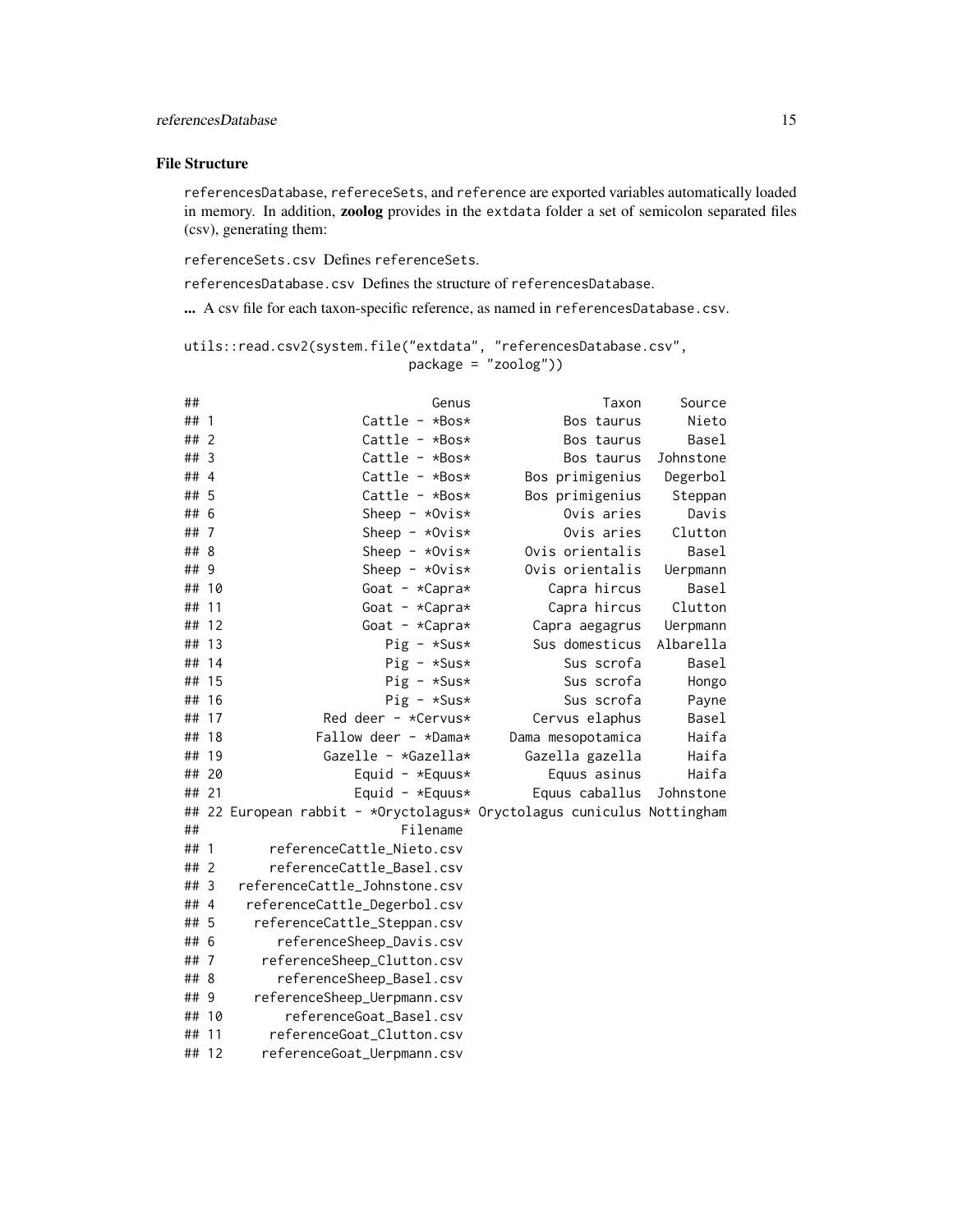### File Structure

referencesDatabase, refereceSets, and reference are exported variables automatically loaded in memory. In addition, **zoolog** provides in the extdata folder a set of semicolon separated files (csv), generating them:

referenceSets.csv Defines referenceSets.

referencesDatabase.csv Defines the structure of referencesDatabase.

**...** A csv file for each taxon-specific reference, as named in referencesDatabase.csv.

```
utils::read.csv2(system.file("extdata", "referencesDatabase.csv",
                             package = "zoolog"))
```

```
##                             Genus                Taxon     Source
## 1                  Cattle - *Bos*           Bos taurus      Nieto
## 2                  Cattle - *Bos*           Bos taurus      Basel
## 3                  Cattle - *Bos*           Bos taurus  Johnstone
## 4                  Cattle - *Bos*      Bos primigenius   Degerbol
## 5                  Cattle - *Bos*      Bos primigenius    Steppan
## 6                  Sheep - *Ovis*           Ovis aries      Davis
## 7                  Sheep - *Ovis*           Ovis aries    Clutton
## 8                  Sheep - *Ovis*      Ovis orientalis      Basel
## 9                  Sheep - *Ovis*      Ovis orientalis   Uerpmann
## 10                 Goat - *Capra*         Capra hircus      Basel
## 11                 Goat - *Capra*         Capra hircus    Clutton
## 12                 Goat - *Capra*       Capra aegagrus   Uerpmann
## 13                    Pig - *Sus*       Sus domesticus  Albarella
## 14                    Pig - *Sus*           Sus scrofa      Basel
## 15                    Pig - *Sus*           Sus scrofa      Hongo
## 16                    Pig - *Sus*           Sus scrofa      Payne
## 17             Red deer - *Cervus*      Cervus elaphus      Basel
## 18            Fallow deer - *Dama*    Dama mesopotamica      Haifa
## 19             Gazelle - *Gazella*      Gazella gazella      Haifa
## 20                 Equid - *Equus*         Equus asinus      Haifa
## 21                 Equid - *Equus*       Equus caballus  Johnstone
## 22 European rabbit - *Oryctolagus* Oryctolagus cuniculus Nottingham
##                         Filename
## 1       referenceCattle_Nieto.csv
## 2       referenceCattle_Basel.csv
## 3   referenceCattle_Johnstone.csv
## 4    referenceCattle_Degerbol.csv
## 5     referenceCattle_Steppan.csv
## 6        referenceSheep_Davis.csv
## 7      referenceSheep_Clutton.csv
## 8        referenceSheep_Basel.csv
## 9     referenceSheep_Uerpmann.csv
## 10        referenceGoat_Basel.csv
## 11      referenceGoat_Clutton.csv
## 12     referenceGoat_Uerpmann.csv
```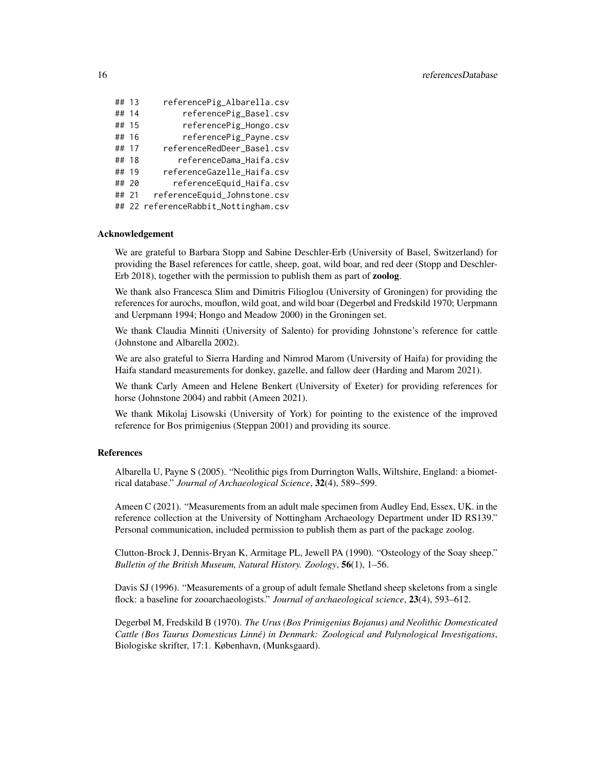```
## 13      referencePig_Albarella.csv
## 14          referencePig_Basel.csv
## 15          referencePig_Hongo.csv
## 16          referencePig_Payne.csv
## 17      referenceRedDeer_Basel.csv
## 18        referenceDama_Haifa.csv
## 19      referenceGazelle_Haifa.csv
## 20        referenceEquid_Haifa.csv
## 21    referenceEquid_Johnstone.csv
## 22 referenceRabbit_Nottingham.csv
```

### Acknowledgement

We are grateful to Barbara Stopp and Sabine Deschler-Erb (University of Basel, Switzerland) for providing the Basel references for cattle, sheep, goat, wild boar, and red deer (Stopp and Deschler-Erb 2018), together with the permission to publish them as part of **zoolog**.

We thank also Francesca Slim and Dimitris Filioglou (University of Groningen) for providing the references for aurochs, mouflon, wild goat, and wild boar (Degerbøl and Fredskild 1970; Uerpmann and Uerpmann 1994; Hongo and Meadow 2000) in the Groningen set.

We thank Claudia Minniti (University of Salento) for providing Johnstone's reference for cattle (Johnstone and Albarella 2002).

We are also grateful to Sierra Harding and Nimrod Marom (University of Haifa) for providing the Haifa standard measurements for donkey, gazelle, and fallow deer (Harding and Marom 2021).

We thank Carly Ameen and Helene Benkert (University of Exeter) for providing references for horse (Johnstone 2004) and rabbit (Ameen 2021).

We thank Mikolaj Lisowski (University of York) for pointing to the existence of the improved reference for Bos primigenius (Steppan 2001) and providing its source.

### References

Albarella U, Payne S (2005). "Neolithic pigs from Durrington Walls, Wiltshire, England: a biometrical database." *Journal of Archaeological Science*, **32**(4), 589–599.

Ameen C (2021). "Measurements from an adult male specimen from Audley End, Essex, UK. in the reference collection at the University of Nottingham Archaeology Department under ID RS139." Personal communication, included permission to publish them as part of the package zoolog.

Clutton-Brock J, Dennis-Bryan K, Armitage PL, Jewell PA (1990). "Osteology of the Soay sheep." *Bulletin of the British Museum, Natural History. Zoology*, **56**(1), 1–56.

Davis SJ (1996). "Measurements of a group of adult female Shetland sheep skeletons from a single flock: a baseline for zooarchaeologists." *Journal of archaeological science*, **23**(4), 593–612.

Degerbøl M, Fredskild B (1970). *The Urus (Bos Primigenius Bojanus) and Neolithic Domesticated Cattle (Bos Taurus Domesticus Linné) in Denmark: Zoological and Palynological Investigations*, Biologiske skrifter, 17:1. København, (Munksgaard).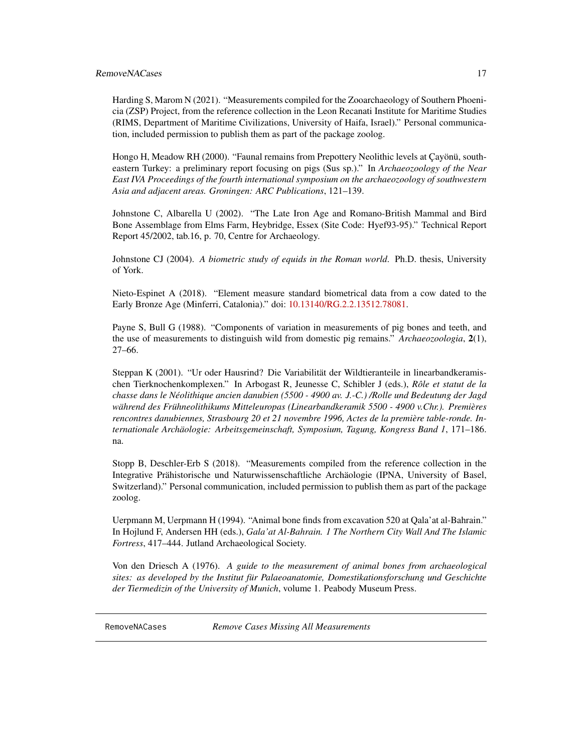Harding S, Marom N (2021). "Measurements compiled for the Zooarchaeology of Southern Phoenicia (ZSP) Project, from the reference collection in the Leon Recanati Institute for Maritime Studies (RIMS, Department of Maritime Civilizations, University of Haifa, Israel)." Personal communication, included permission to publish them as part of the package zoolog.

Hongo H, Meadow RH (2000). "Faunal remains from Prepottery Neolithic levels at Çayönü, southeastern Turkey: a preliminary report focusing on pigs (Sus sp.)." In *Archaeozoology of the Near East IVA Proceedings of the fourth international symposium on the archaeozoology of southwestern Asia and adjacent areas. Groningen: ARC Publications*, 121–139.

Johnstone C, Albarella U (2002). "The Late Iron Age and Romano-British Mammal and Bird Bone Assemblage from Elms Farm, Heybridge, Essex (Site Code: Hyef93-95)." Technical Report Report 45/2002, tab.16, p. 70, Centre for Archaeology.

Johnstone CJ (2004). *A biometric study of equids in the Roman world*. Ph.D. thesis, University of York.

Nieto-Espinet A (2018). "Element measure standard biometrical data from a cow dated to the Early Bronze Age (Minferri, Catalonia)." doi: 10.13140/RG.2.2.13512.78081.

Payne S, Bull G (1988). "Components of variation in measurements of pig bones and teeth, and the use of measurements to distinguish wild from domestic pig remains." *Archaeozoologia*, **2**(1), 27–66.

Steppan K (2001). "Ur oder Hausrind? Die Variabilität der Wildtieranteile in linearbandkeramischen Tierknochenkomplexen." In Arbogast R, Jeunesse C, Schibler J (eds.), *Rôle et statut de la chasse dans le Néolithique ancien danubien (5500 - 4900 av. J.-C.) /Rolle und Bedeutung der Jagd während des Frühneolithikums Mitteleuropas (Linearbandkeramik 5500 - 4900 v.Chr.). Premières rencontres danubiennes, Strasbourg 20 et 21 novembre 1996, Actes de la première table-ronde. Internationale Archäologie: Arbeitsgemeinschaft, Symposium, Tagung, Kongress Band 1*, 171–186. na.

Stopp B, Deschler-Erb S (2018). "Measurements compiled from the reference collection in the Integrative Prähistorische und Naturwissenschaftliche Archäologie (IPNA, University of Basel, Switzerland)." Personal communication, included permission to publish them as part of the package zoolog.

Uerpmann M, Uerpmann H (1994). "Animal bone finds from excavation 520 at Qala'at al-Bahrain." In Hojlund F, Andersen HH (eds.), *Gala'at Al-Bahrain. 1 The Northern City Wall And The Islamic Fortress*, 417–444. Jutland Archaeological Society.

Von den Driesch A (1976). *A guide to the measurement of animal bones from archaeological sites: as developed by the Institut für Palaeoanatomie, Domestikationsforschung und Geschichte der Tiermedizin of the University of Munich*, volume 1. Peabody Museum Press.

---

`RemoveNACases` *Remove Cases Missing All Measurements*

---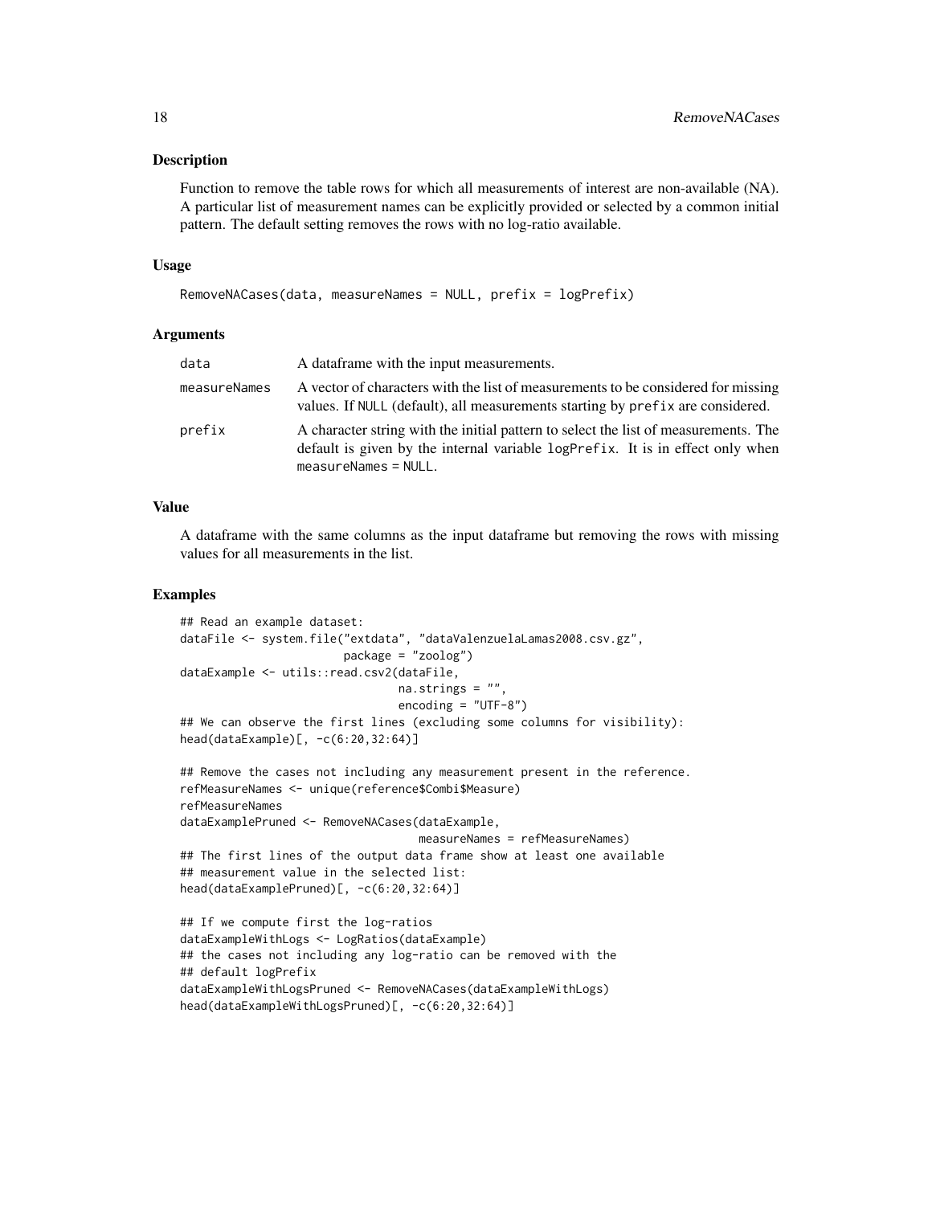### Description

Function to remove the table rows for which all measurements of interest are non-available (NA). A particular list of measurement names can be explicitly provided or selected by a common initial pattern. The default setting removes the rows with no log-ratio available.

### Usage

```
RemoveNACases(data, measureNames = NULL, prefix = logPrefix)
```

### Arguments

| | |
|---|---|
| data | A dataframe with the input measurements. |
| measureNames | A vector of characters with the list of measurements to be considered for missing values. If NULL (default), all measurements starting by prefix are considered. |
| prefix | A character string with the initial pattern to select the list of measurements. The default is given by the internal variable logPrefix. It is in effect only when measureNames = NULL. |

### Value

A dataframe with the same columns as the input dataframe but removing the rows with missing values for all measurements in the list.

### Examples

```
## Read an example dataset:
dataFile <- system.file("extdata", "dataValenzuelaLamas2008.csv.gz",
                        package = "zoolog")
dataExample <- utils::read.csv2(dataFile,
                                na.strings = "",
                                encoding = "UTF-8")
## We can observe the first lines (excluding some columns for visibility):
head(dataExample)[, -c(6:20,32:64)]

## Remove the cases not including any measurement present in the reference.
refMeasureNames <- unique(reference$Combi$Measure)
refMeasureNames
dataExamplePruned <- RemoveNACases(dataExample,
                                   measureNames = refMeasureNames)
## The first lines of the output data frame show at least one available
## measurement value in the selected list:
head(dataExamplePruned)[, -c(6:20,32:64)]

## If we compute first the log-ratios
dataExampleWithLogs <- LogRatios(dataExample)
## the cases not including any log-ratio can be removed with the
## default logPrefix
dataExampleWithLogsPruned <- RemoveNACases(dataExampleWithLogs)
head(dataExampleWithLogsPruned)[, -c(6:20,32:64)]
```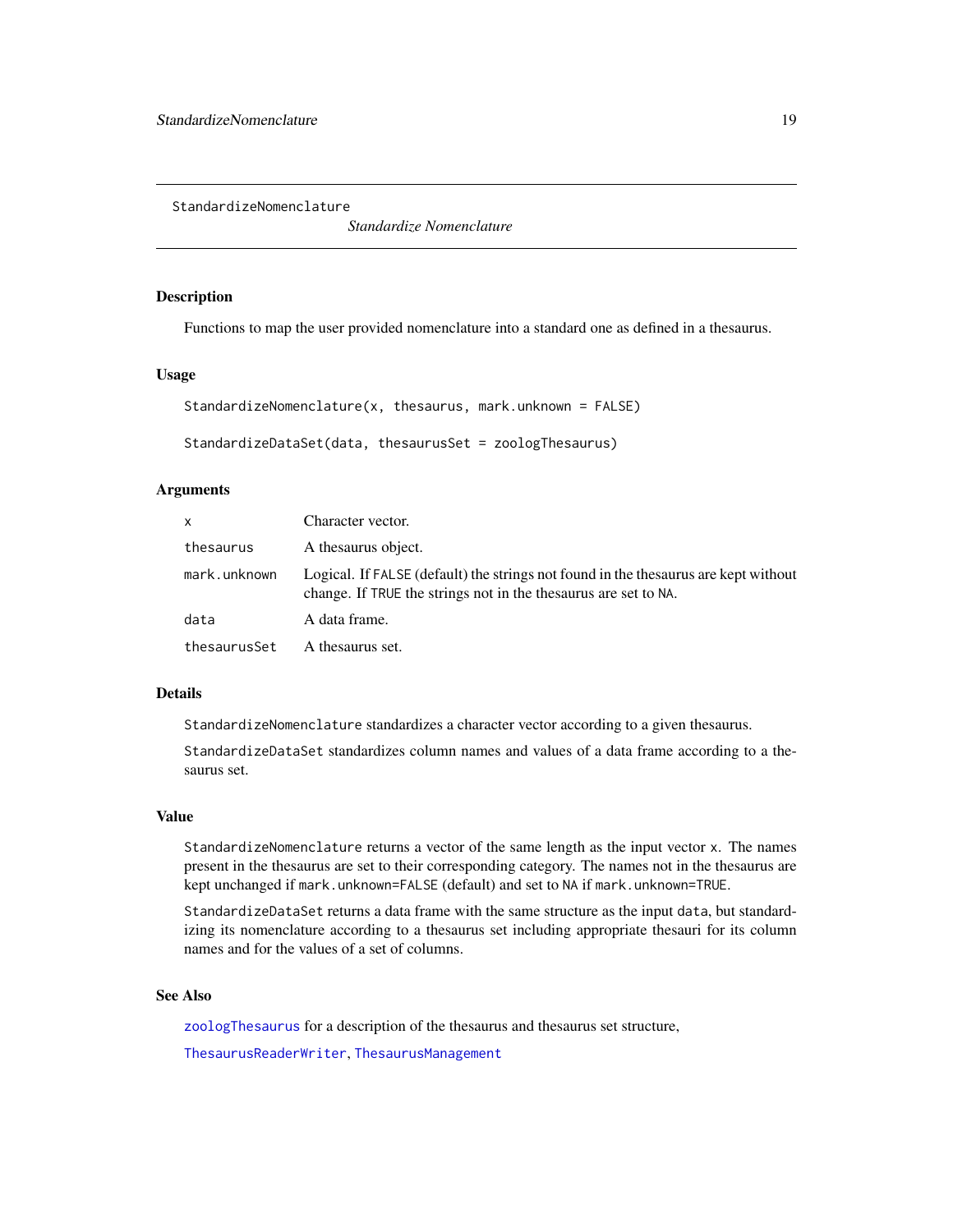StandardizeNomenclature

*Standardize Nomenclature*

### Description

Functions to map the user provided nomenclature into a standard one as defined in a thesaurus.

### Usage

```
StandardizeNomenclature(x, thesaurus, mark.unknown = FALSE)

StandardizeDataSet(data, thesaurusSet = zoologThesaurus)
```

### Arguments

| | |
|---|---|
| `x` | Character vector. |
| `thesaurus` | A thesaurus object. |
| `mark.unknown` | Logical. If `FALSE` (default) the strings not found in the thesaurus are kept without change. If `TRUE` the strings not in the thesaurus are set to `NA`. |
| `data` | A data frame. |
| `thesaurusSet` | A thesaurus set. |

### Details

`StandardizeNomenclature` standardizes a character vector according to a given thesaurus.

`StandardizeDataSet` standardizes column names and values of a data frame according to a thesaurus set.

### Value

`StandardizeNomenclature` returns a vector of the same length as the input vector `x`. The names present in the thesaurus are set to their corresponding category. The names not in the thesaurus are kept unchanged if `mark.unknown=FALSE` (default) and set to `NA` if `mark.unknown=TRUE`.

`StandardizeDataSet` returns a data frame with the same structure as the input `data`, but standardizing its nomenclature according to a thesaurus set including appropriate thesauri for its column names and for the values of a set of columns.

### See Also

`zoologThesaurus` for a description of the thesaurus and thesaurus set structure,

`ThesaurusReaderWriter`, `ThesaurusManagement`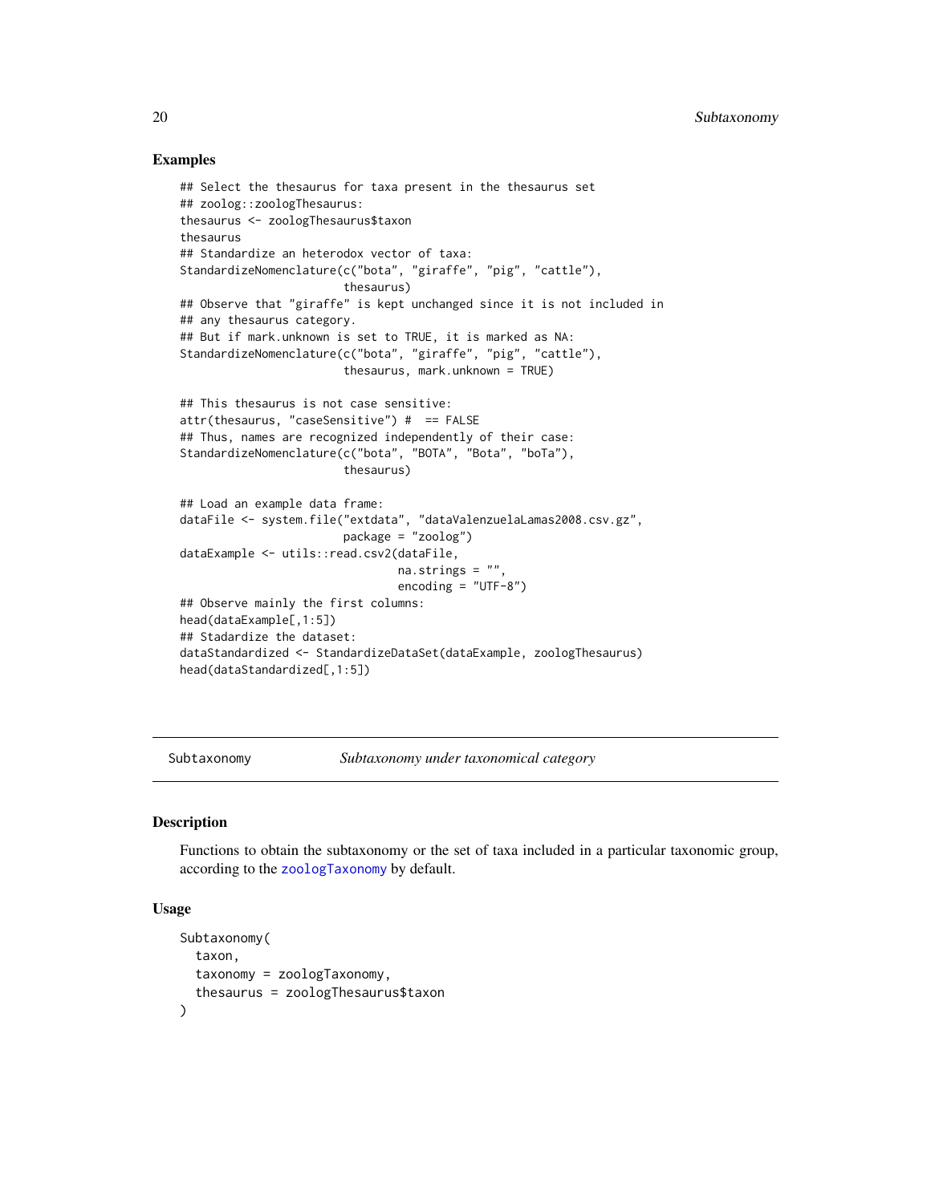## Examples

```
## Select the thesaurus for taxa present in the thesaurus set
## zoolog::zoologThesaurus:
thesaurus <- zoologThesaurus$taxon
thesaurus
## Standardize an heterodox vector of taxa:
StandardizeNomenclature(c("bota", "giraffe", "pig", "cattle"),
                        thesaurus)
## Observe that "giraffe" is kept unchanged since it is not included in
## any thesaurus category.
## But if mark.unknown is set to TRUE, it is marked as NA:
StandardizeNomenclature(c("bota", "giraffe", "pig", "cattle"),
                        thesaurus, mark.unknown = TRUE)

## This thesaurus is not case sensitive:
attr(thesaurus, "caseSensitive") #  == FALSE
## Thus, names are recognized independently of their case:
StandardizeNomenclature(c("bota", "BOTA", "Bota", "boTa"),
                        thesaurus)

## Load an example data frame:
dataFile <- system.file("extdata", "dataValenzuelaLamas2008.csv.gz",
                        package = "zoolog")
dataExample <- utils::read.csv2(dataFile,
                                na.strings = "",
                                encoding = "UTF-8")
## Observe mainly the first columns:
head(dataExample[,1:5])
## Stadardize the dataset:
dataStandardized <- StandardizeDataSet(dataExample, zoologThesaurus)
head(dataStandardized[,1:5])
```

---

Subtaxonomy *Subtaxonomy under taxonomical category*

---

## Description

Functions to obtain the subtaxonomy or the set of taxa included in a particular taxonomic group, according to the `zoologTaxonomy` by default.

## Usage

```
Subtaxonomy(
  taxon,
  taxonomy = zoologTaxonomy,
  thesaurus = zoologThesaurus$taxon
)
```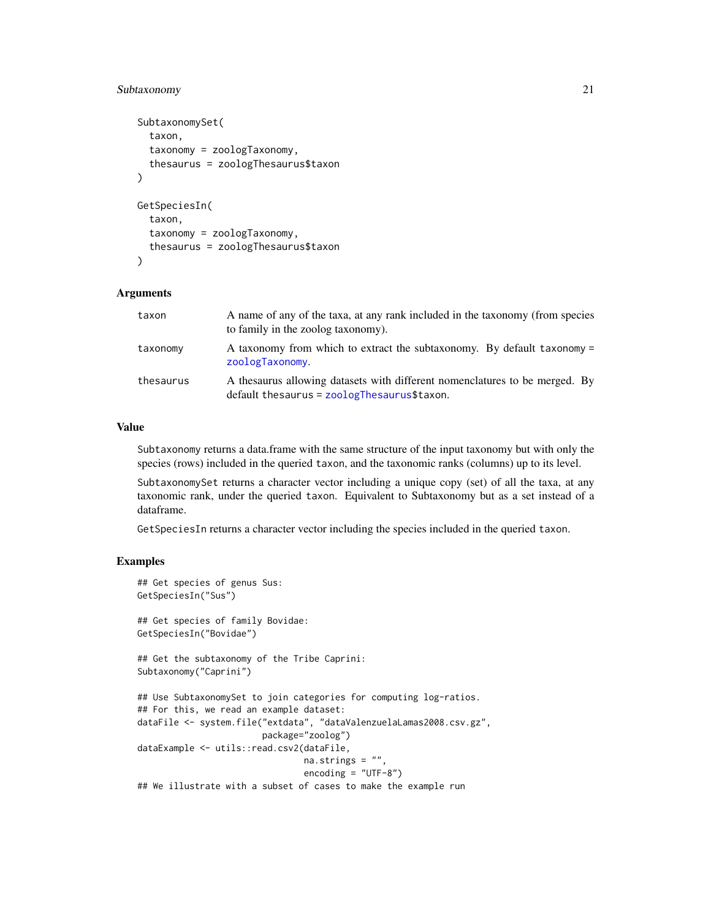```
SubtaxonomySet(
  taxon,
  taxonomy = zoologTaxonomy,
  thesaurus = zoologThesaurus$taxon
)

GetSpeciesIn(
  taxon,
  taxonomy = zoologTaxonomy,
  thesaurus = zoologThesaurus$taxon
)
```

## Arguments

| | |
|---|---|
| taxon | A name of any of the taxa, at any rank included in the taxonomy (from species to family in the zoolog taxonomy). |
| taxonomy | A taxonomy from which to extract the subtaxonomy. By default taxonomy = zoologTaxonomy. |
| thesaurus | A thesaurus allowing datasets with different nomenclatures to be merged. By default thesaurus = zoologThesaurus$taxon. |

## Value

Subtaxonomy returns a data.frame with the same structure of the input taxonomy but with only the species (rows) included in the queried taxon, and the taxonomic ranks (columns) up to its level.

SubtaxonomySet returns a character vector including a unique copy (set) of all the taxa, at any taxonomic rank, under the queried taxon. Equivalent to Subtaxonomy but as a set instead of a dataframe.

GetSpeciesIn returns a character vector including the species included in the queried taxon.

## Examples

```
## Get species of genus Sus:
GetSpeciesIn("Sus")

## Get species of family Bovidae:
GetSpeciesIn("Bovidae")

## Get the subtaxonomy of the Tribe Caprini:
Subtaxonomy("Caprini")

## Use SubtaxonomySet to join categories for computing log-ratios.
## For this, we read an example dataset:
dataFile <- system.file("extdata", "dataValenzuelaLamas2008.csv.gz",
                        package="zoolog")
dataExample <- utils::read.csv2(dataFile,
                                na.strings = "",
                                encoding = "UTF-8")
## We illustrate with a subset of cases to make the example run
```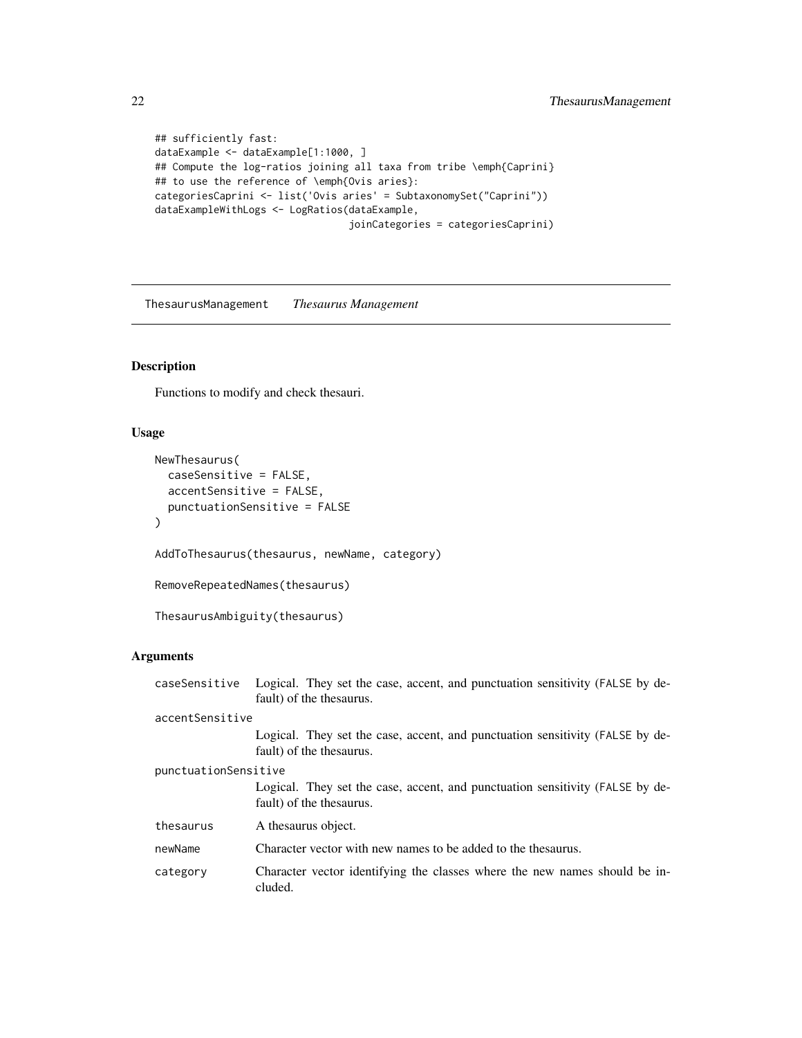```
## sufficiently fast:
dataExample <- dataExample[1:1000, ]
## Compute the log-ratios joining all taxa from tribe \emph{Caprini}
## to use the reference of \emph{Ovis aries}:
categoriesCaprini <- list('Ovis aries' = SubtaxonomySet("Caprini"))
dataExampleWithLogs <- LogRatios(dataExample,
                                 joinCategories = categoriesCaprini)
```

---

`ThesaurusManagement` *Thesaurus Management*

---

## Description

Functions to modify and check thesauri.

## Usage

```
NewThesaurus(
  caseSensitive = FALSE,
  accentSensitive = FALSE,
  punctuationSensitive = FALSE
)

AddToThesaurus(thesaurus, newName, category)

RemoveRepeatedNames(thesaurus)

ThesaurusAmbiguity(thesaurus)
```

## Arguments

| | |
|---|---|
| `caseSensitive` | Logical. They set the case, accent, and punctuation sensitivity (`FALSE` by default) of the thesaurus. |
| `accentSensitive` | Logical. They set the case, accent, and punctuation sensitivity (`FALSE` by default) of the thesaurus. |
| `punctuationSensitive` | Logical. They set the case, accent, and punctuation sensitivity (`FALSE` by default) of the thesaurus. |
| `thesaurus` | A thesaurus object. |
| `newName` | Character vector with new names to be added to the thesaurus. |
| `category` | Character vector identifying the classes where the new names should be included. |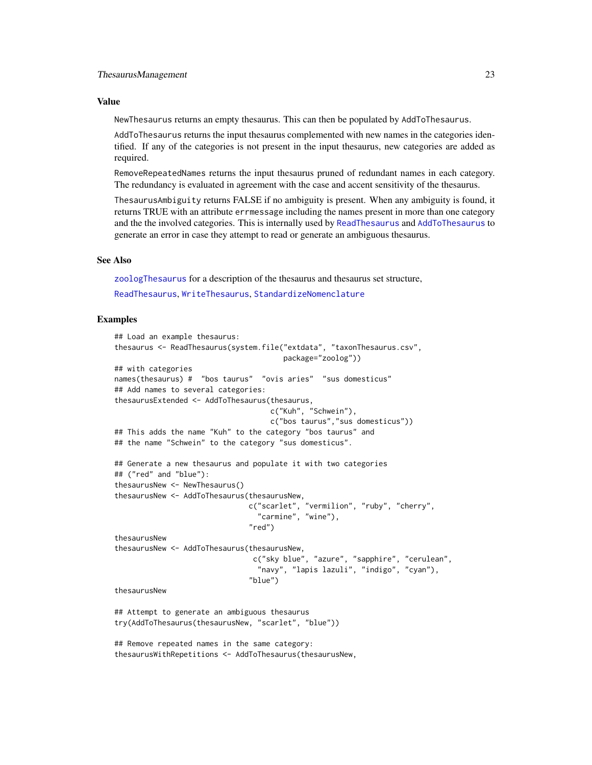## Value

NewThesaurus returns an empty thesaurus. This can then be populated by AddToThesaurus.

AddToThesaurus returns the input thesaurus complemented with new names in the categories identified. If any of the categories is not present in the input thesaurus, new categories are added as required.

RemoveRepeatedNames returns the input thesaurus pruned of redundant names in each category. The redundancy is evaluated in agreement with the case and accent sensitivity of the thesaurus.

ThesaurusAmbiguity returns FALSE if no ambiguity is present. When any ambiguity is found, it returns TRUE with an attribute errmessage including the names present in more than one category and the the involved categories. This is internally used by ReadThesaurus and AddToThesaurus to generate an error in case they attempt to read or generate an ambiguous thesaurus.

## See Also

zoologThesaurus for a description of the thesaurus and thesaurus set structure,

ReadThesaurus, WriteThesaurus, StandardizeNomenclature

## Examples

```
## Load an example thesaurus:
thesaurus <- ReadThesaurus(system.file("extdata", "taxonThesaurus.csv",
                                       package="zoolog"))
## with categories
names(thesaurus) #  "bos taurus"  "ovis aries"  "sus domesticus"
## Add names to several categories:
thesaurusExtended <- AddToThesaurus(thesaurus,
                                    c("Kuh", "Schwein"),
                                    c("bos taurus","sus domesticus"))
## This adds the name "Kuh" to the category "bos taurus" and
## the name "Schwein" to the category "sus domesticus".

## Generate a new thesaurus and populate it with two categories
## ("red" and "blue"):
thesaurusNew <- NewThesaurus()
thesaurusNew <- AddToThesaurus(thesaurusNew,
                               c("scarlet", "vermilion", "ruby", "cherry",
                                 "carmine", "wine"),
                               "red")
thesaurusNew
thesaurusNew <- AddToThesaurus(thesaurusNew,
                                c("sky blue", "azure", "sapphire", "cerulean",
                                  "navy", "lapis lazuli", "indigo", "cyan"),
                               "blue")
thesaurusNew

## Attempt to generate an ambiguous thesaurus
try(AddToThesaurus(thesaurusNew, "scarlet", "blue"))

## Remove repeated names in the same category:
thesaurusWithRepetitions <- AddToThesaurus(thesaurusNew,
```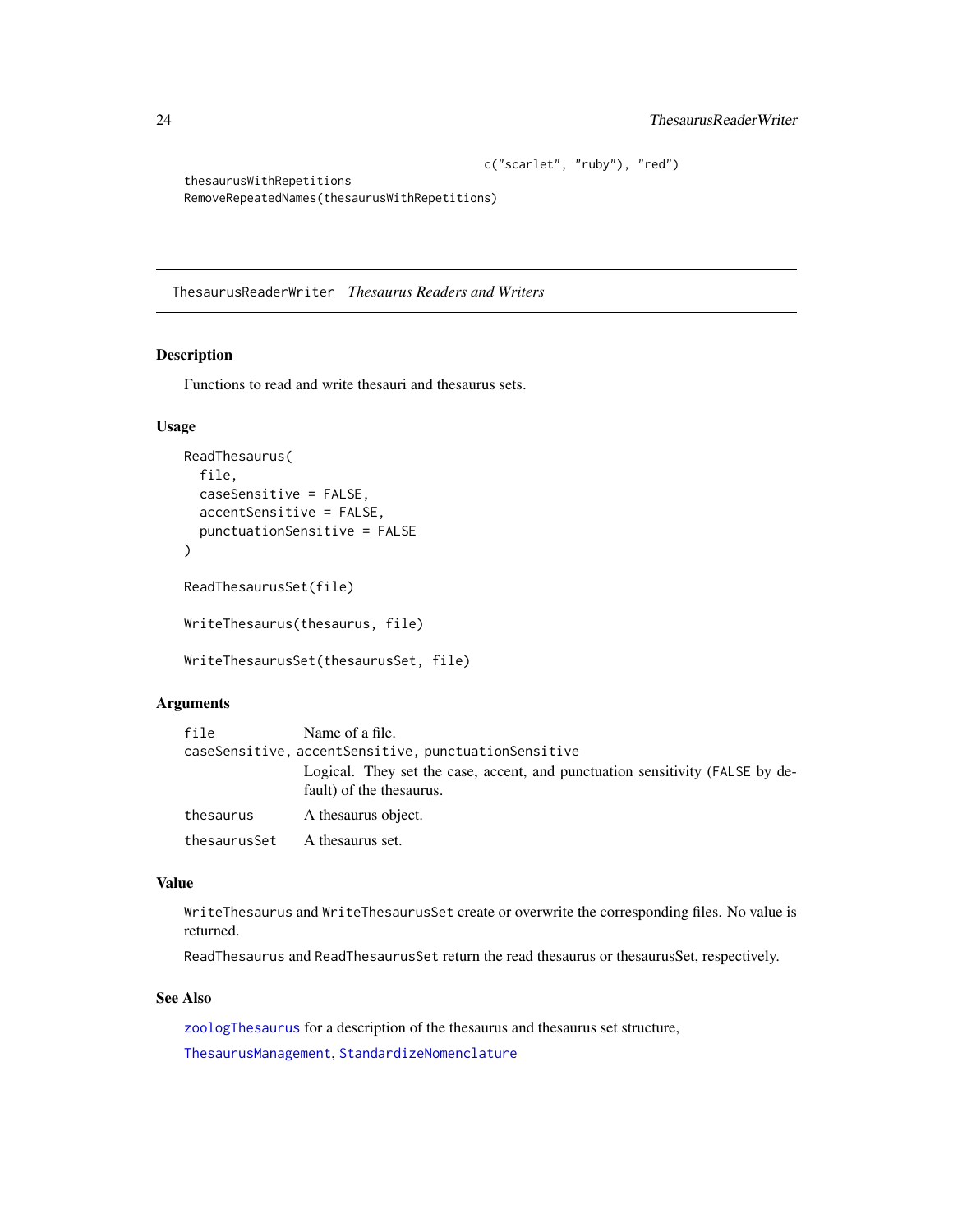```
                                         c("scarlet", "ruby"), "red")
thesaurusWithRepetitions
RemoveRepeatedNames(thesaurusWithRepetitions)
```

---

## ThesaurusReaderWriter *Thesaurus Readers and Writers*

---

### Description

Functions to read and write thesauri and thesaurus sets.

### Usage

```
ReadThesaurus(
  file,
  caseSensitive = FALSE,
  accentSensitive = FALSE,
  punctuationSensitive = FALSE
)

ReadThesaurusSet(file)

WriteThesaurus(thesaurus, file)

WriteThesaurusSet(thesaurusSet, file)
```

### Arguments

| | |
|---|---|
| `file` | Name of a file. |
| `caseSensitive, accentSensitive, punctuationSensitive` | Logical. They set the case, accent, and punctuation sensitivity (`FALSE` by default) of the thesaurus. |
| `thesaurus` | A thesaurus object. |
| `thesaurusSet` | A thesaurus set. |

### Value

`WriteThesaurus` and `WriteThesaurusSet` create or overwrite the corresponding files. No value is returned.

`ReadThesaurus` and `ReadThesaurusSet` return the read thesaurus or thesaurusSet, respectively.

### See Also

`zoologThesaurus` for a description of the thesaurus and thesaurus set structure,

`ThesaurusManagement`, `StandardizeNomenclature`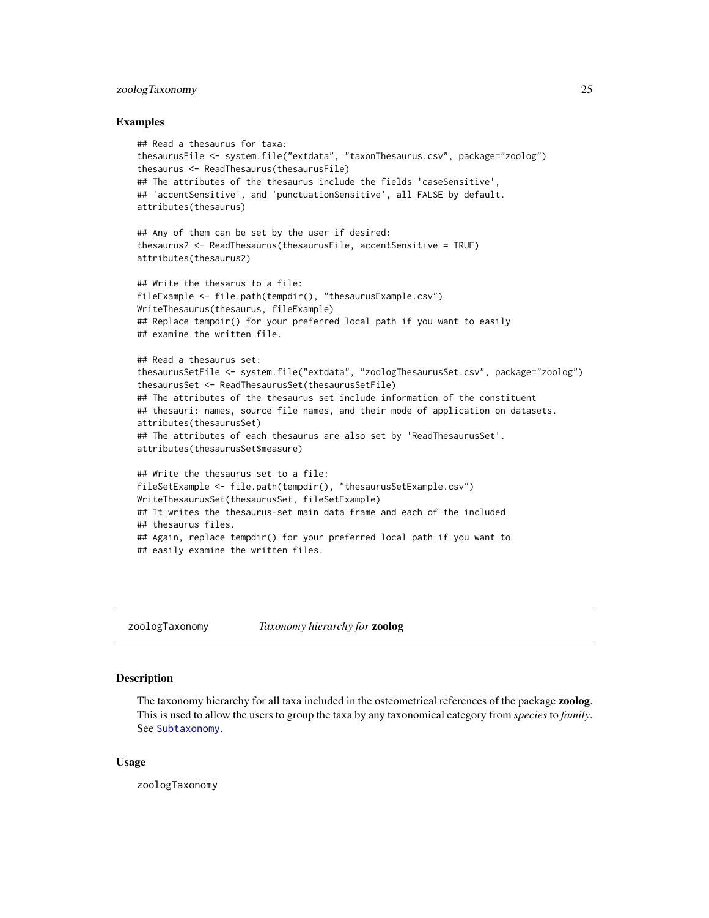## Examples

```
## Read a thesaurus for taxa:
thesaurusFile <- system.file("extdata", "taxonThesaurus.csv", package="zoolog")
thesaurus <- ReadThesaurus(thesaurusFile)
## The attributes of the thesaurus include the fields 'caseSensitive',
## 'accentSensitive', and 'punctuationSensitive', all FALSE by default.
attributes(thesaurus)

## Any of them can be set by the user if desired:
thesaurus2 <- ReadThesaurus(thesaurusFile, accentSensitive = TRUE)
attributes(thesaurus2)

## Write the thesarus to a file:
fileExample <- file.path(tempdir(), "thesaurusExample.csv")
WriteThesaurus(thesaurus, fileExample)
## Replace tempdir() for your preferred local path if you want to easily
## examine the written file.

## Read a thesaurus set:
thesaurusSetFile <- system.file("extdata", "zoologThesaurusSet.csv", package="zoolog")
thesaurusSet <- ReadThesaurusSet(thesaurusSetFile)
## The attributes of the thesaurus set include information of the constituent
## thesauri: names, source file names, and their mode of application on datasets.
attributes(thesaurusSet)
## The attributes of each thesaurus are also set by 'ReadThesaurusSet'.
attributes(thesaurusSet$measure)

## Write the thesaurus set to a file:
fileSetExample <- file.path(tempdir(), "thesaurusSetExample.csv")
WriteThesaurusSet(thesaurusSet, fileSetExample)
## It writes the thesaurus-set main data frame and each of the included
## thesaurus files.
## Again, replace tempdir() for your preferred local path if you want to
## easily examine the written files.
```

---

# zoologTaxonomy *Taxonomy hierarchy for* **zoolog**

## Description

The taxonomy hierarchy for all taxa included in the osteometrical references of the package **zoolog**. This is used to allow the users to group the taxa by any taxonomical category from *species* to *family*. See `Subtaxonomy`.

## Usage

```
zoologTaxonomy
```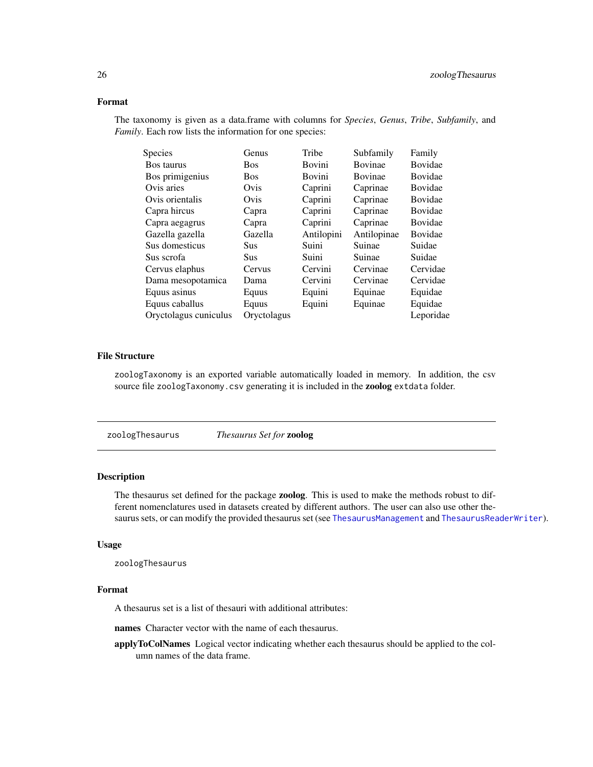### Format

The taxonomy is given as a data.frame with columns for *Species*, *Genus*, *Tribe*, *Subfamily*, and *Family*. Each row lists the information for one species:

| Species | Genus | Tribe | Subfamily | Family |
|---|---|---|---|---|
| Bos taurus | Bos | Bovini | Bovinae | Bovidae |
| Bos primigenius | Bos | Bovini | Bovinae | Bovidae |
| Ovis aries | Ovis | Caprini | Caprinae | Bovidae |
| Ovis orientalis | Ovis | Caprini | Caprinae | Bovidae |
| Capra hircus | Capra | Caprini | Caprinae | Bovidae |
| Capra aegagrus | Capra | Caprini | Caprinae | Bovidae |
| Gazella gazella | Gazella | Antilopini | Antilopinae | Bovidae |
| Sus domesticus | Sus | Suini | Suinae | Suidae |
| Sus scrofa | Sus | Suini | Suinae | Suidae |
| Cervus elaphus | Cervus | Cervini | Cervinae | Cervidae |
| Dama mesopotamica | Dama | Cervini | Cervinae | Cervidae |
| Equus asinus | Equus | Equini | Equinae | Equidae |
| Equus caballus | Equus | Equini | Equinae | Equidae |
| Oryctolagus cuniculus | Oryctolagus | | | Leporidae |

### File Structure

`zoologTaxonomy` is an exported variable automatically loaded in memory. In addition, the csv source file `zoologTaxonomy.csv` generating it is included in the **zoolog** `extdata` folder.

---

## zoologThesaurus — *Thesaurus Set for* **zoolog**

### Description

The thesaurus set defined for the package **zoolog**. This is used to make the methods robust to different nomenclatures used in datasets created by different authors. The user can also use other thesaurus sets, or can modify the provided thesaurus set (see `ThesaurusManagement` and `ThesaurusReaderWriter`).

### Usage

```
zoologThesaurus
```

### Format

A thesaurus set is a list of thesauri with additional attributes:

**names** Character vector with the name of each thesaurus.

**applyToColNames** Logical vector indicating whether each thesaurus should be applied to the column names of the data frame.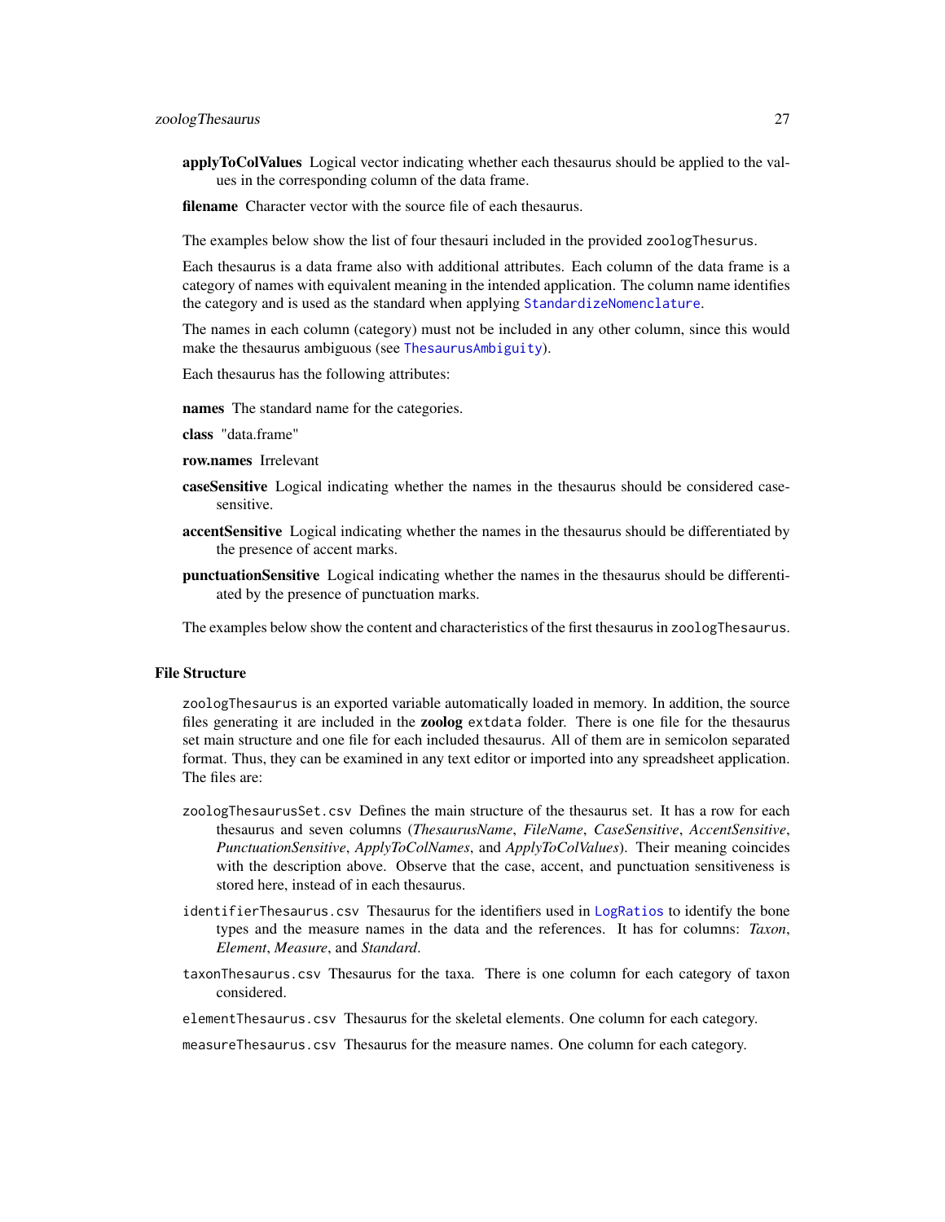**applyToColValues** Logical vector indicating whether each thesaurus should be applied to the values in the corresponding column of the data frame.

**filename** Character vector with the source file of each thesaurus.

The examples below show the list of four thesauri included in the provided `zoologThesurus`.

Each thesaurus is a data frame also with additional attributes. Each column of the data frame is a category of names with equivalent meaning in the intended application. The column name identifies the category and is used as the standard when applying `StandardizeNomenclature`.

The names in each column (category) must not be included in any other column, since this would make the thesaurus ambiguous (see `ThesaurusAmbiguity`).

Each thesaurus has the following attributes:

**names** The standard name for the categories.

**class** "data.frame"

**row.names** Irrelevant

**caseSensitive** Logical indicating whether the names in the thesaurus should be considered case-sensitive.

**accentSensitive** Logical indicating whether the names in the thesaurus should be differentiated by the presence of accent marks.

**punctuationSensitive** Logical indicating whether the names in the thesaurus should be differentiated by the presence of punctuation marks.

The examples below show the content and characteristics of the first thesaurus in `zoologThesaurus`.

## File Structure

`zoologThesaurus` is an exported variable automatically loaded in memory. In addition, the source files generating it are included in the **zoolog** `extdata` folder. There is one file for the thesaurus set main structure and one file for each included thesaurus. All of them are in semicolon separated format. Thus, they can be examined in any text editor or imported into any spreadsheet application. The files are:

`zoologThesaurusSet.csv` Defines the main structure of the thesaurus set. It has a row for each thesaurus and seven columns (*ThesaurusName*, *FileName*, *CaseSensitive*, *AccentSensitive*, *PunctuationSensitive*, *ApplyToColNames*, and *ApplyToColValues*). Their meaning coincides with the description above. Observe that the case, accent, and punctuation sensitiveness is stored here, instead of in each thesaurus.

`identifierThesaurus.csv` Thesaurus for the identifiers used in `LogRatios` to identify the bone types and the measure names in the data and the references. It has for columns: *Taxon*, *Element*, *Measure*, and *Standard*.

`taxonThesaurus.csv` Thesaurus for the taxa. There is one column for each category of taxon considered.

`elementThesaurus.csv` Thesaurus for the skeletal elements. One column for each category.

`measureThesaurus.csv` Thesaurus for the measure names. One column for each category.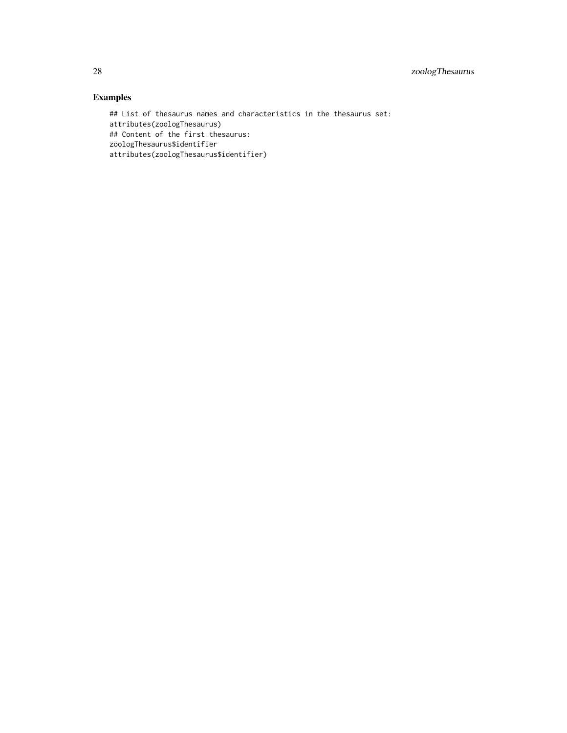## Examples

```
## List of thesaurus names and characteristics in the thesaurus set:
attributes(zoologThesaurus)
## Content of the first thesaurus:
zoologThesaurus$identifier
attributes(zoologThesaurus$identifier)
```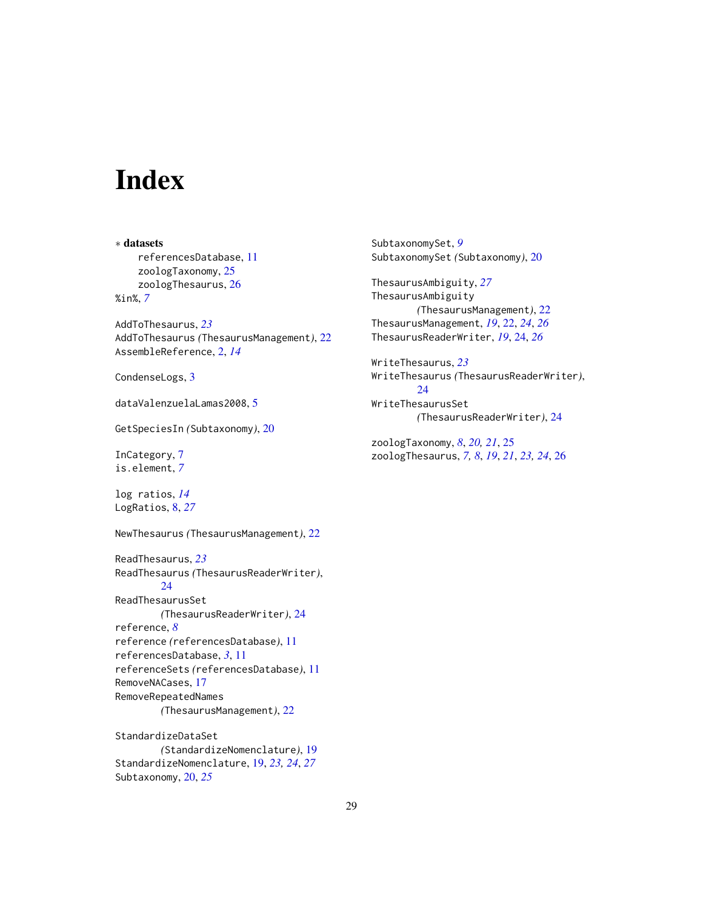# Index

∗ **datasets**
referencesDatabase, 11
zoologTaxonomy, 25
zoologThesaurus, 26

%in%, *7*

AddToThesaurus, *23*
AddToThesaurus *(*ThesaurusManagement*)*, 22
AssembleReference, 2, *14*

CondenseLogs, 3

dataValenzuelaLamas2008, 5

GetSpeciesIn *(*Subtaxonomy*)*, 20

InCategory, 7
is.element, *7*

log ratios, *14*
LogRatios, 8, *27*

NewThesaurus *(*ThesaurusManagement*)*, 22

ReadThesaurus, *23*
ReadThesaurus *(*ThesaurusReaderWriter*)*, 24
ReadThesaurusSet *(*ThesaurusReaderWriter*)*, 24
reference, *8*
reference *(*referencesDatabase*)*, 11
referencesDatabase, *3*, 11
referenceSets *(*referencesDatabase*)*, 11
RemoveNACases, 17
RemoveRepeatedNames *(*ThesaurusManagement*)*, 22

StandardizeDataSet *(*StandardizeNomenclature*)*, 19
StandardizeNomenclature, 19, *23, 24*, *27*
Subtaxonomy, 20, *25*
SubtaxonomySet, *9*
SubtaxonomySet *(*Subtaxonomy*)*, 20

ThesaurusAmbiguity, *27*
ThesaurusAmbiguity *(*ThesaurusManagement*)*, 22
ThesaurusManagement, *19*, 22, *24*, *26*
ThesaurusReaderWriter, *19*, 24, *26*

WriteThesaurus, *23*
WriteThesaurus *(*ThesaurusReaderWriter*)*, 24
WriteThesaurusSet *(*ThesaurusReaderWriter*)*, 24

zoologTaxonomy, *8*, *20, 21*, 25
zoologThesaurus, *7, 8*, *19*, *21*, *23, 24*, 26